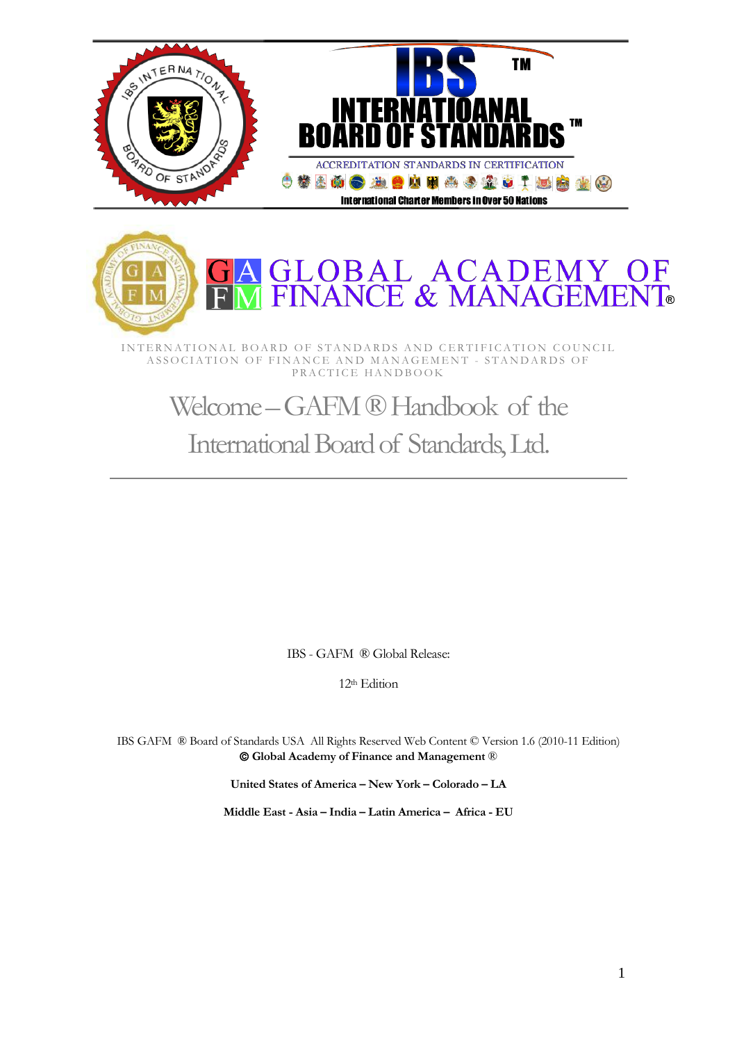IBS INTERNATIONAL BOARD OF STANDARDS

# IBS ™

# INTERNATIOANAL BOARD OF STANDARDS ™

ACCREDITATION STANDARDS IN CERTIFICATION

International Charter Members In Over 50 Nations

# GLOBAL ACADEMY OF FINANCE & MANAGEMENT®

INTERNATIONAL BOARD OF STANDARDS AND CERTIFICATION COUNCIL
ASSOCIATION OF FINANCE AND MANAGEMENT - STANDARDS OF PRACTICE HANDBOOK

## Welcome – GAFM ® Handbook of the International Board of Standards, Ltd.

---

IBS - GAFM ® Global Release:

12th Edition

IBS GAFM ® Board of Standards USA All Rights Reserved Web Content © Version 1.6 (2010-11 Edition)
**© Global Academy of Finance and Management ®**

**United States of America – New York – Colorado – LA**

**Middle East - Asia – India – Latin America – Africa - EU**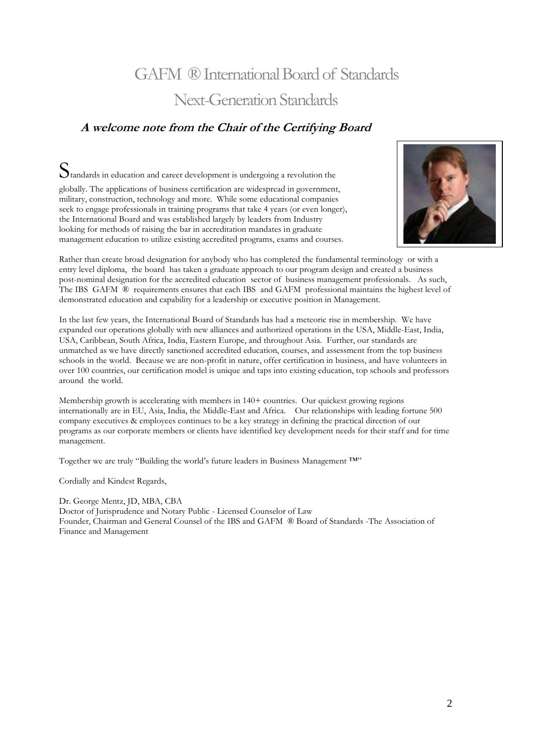# GAFM ® International Board of Standards

## Next-Generation Standards

### *A welcome note from the Chair of the Certifying Board*

Standards in education and career development is undergoing a revolution the globally. The applications of business certification are widespread in government, military, construction, technology and more. While some educational companies seek to engage professionals in training programs that take 4 years (or even longer), the International Board and was established largely by leaders from Industry looking for methods of raising the bar in accreditation mandates in graduate management education to utilize existing accredited programs, exams and courses.

Rather than create broad designation for anybody who has completed the fundamental terminology or with a entry level diploma, the board has taken a graduate approach to our program design and created a business post-nominal designation for the accredited education sector of business management professionals. As such, The IBS GAFM ® requirements ensures that each IBS and GAFM professional maintains the highest level of demonstrated education and capability for a leadership or executive position in Management.

In the last few years, the International Board of Standards has had a meteoric rise in membership. We have expanded our operations globally with new alliances and authorized operations in the USA, Middle-East, India, USA, Caribbean, South Africa, India, Eastern Europe, and throughout Asia. Further, our standards are unmatched as we have directly sanctioned accredited education, courses, and assessment from the top business schools in the world. Because we are non-profit in nature, offer certification in business, and have volunteers in over 100 countries, our certification model is unique and taps into existing education, top schools and professors around the world.

Membership growth is accelerating with members in 140+ countries. Our quickest growing regions internationally are in EU, Asia, India, the Middle-East and Africa. Our relationships with leading fortune 500 company executives & employees continues to be a key strategy in defining the practical direction of our programs as our corporate members or clients have identified key development needs for their staff and for time management.

Together we are truly "Building the world's future leaders in Business Management ™"

Cordially and Kindest Regards,

Dr. George Mentz, JD, MBA, CBA
Doctor of Jurisprudence and Notary Public - Licensed Counselor of Law
Founder, Chairman and General Counsel of the IBS and GAFM ® Board of Standards -The Association of Finance and Management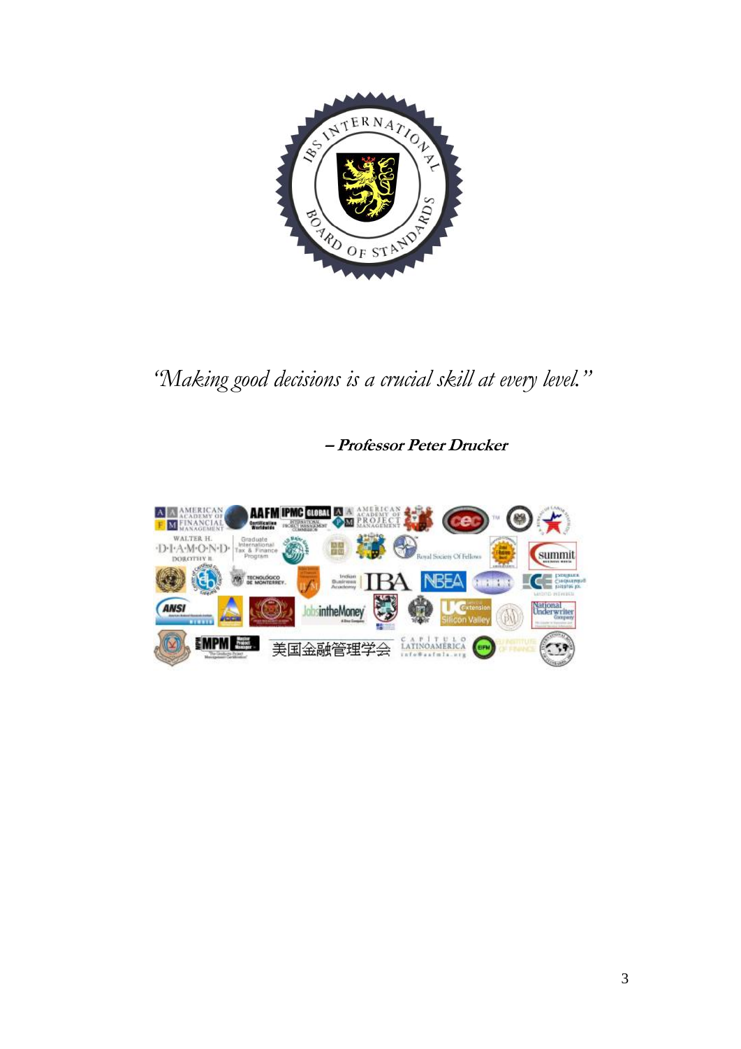*"Making good decisions is a crucial skill at every level."*

***– Professor Peter Drucker***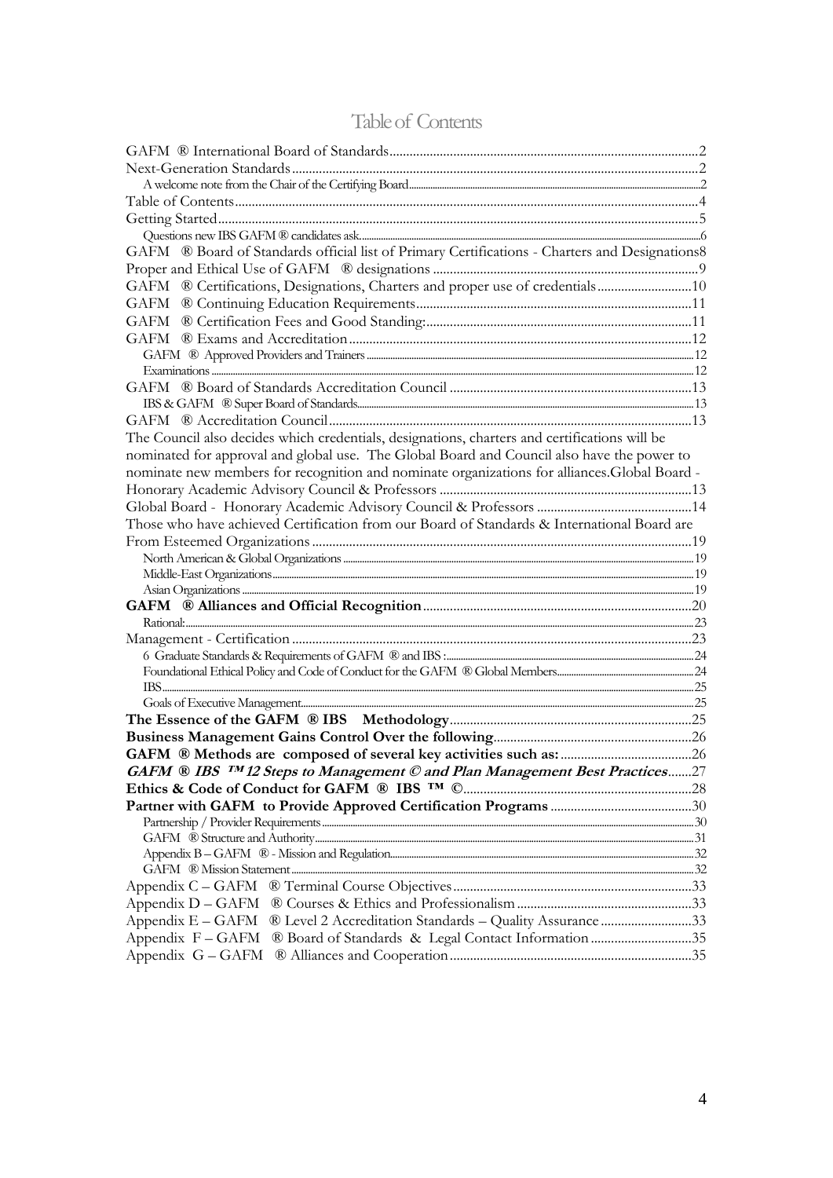# Table of Contents

GAFM ® International Board of Standards....2
Next-Generation Standards....2
A welcome note from the Chair of the Certifying Board....2
Table of Contents....4
Getting Started....5
Questions new IBS GAFM ® candidates ask....6
GAFM ® Board of Standards official list of Primary Certifications - Charters and Designations....8
Proper and Ethical Use of GAFM ® designations....9
GAFM ® Certifications, Designations, Charters and proper use of credentials....10
GAFM ® Continuing Education Requirements....11
GAFM ® Certification Fees and Good Standing:....11
GAFM ® Exams and Accreditation....12
GAFM ® Approved Providers and Trainers....12
Examinations....12
GAFM ® Board of Standards Accreditation Council....13
IBS & GAFM ® Super Board of Standards....13
GAFM ® Accreditation Council....13
The Council also decides which credentials, designations, charters and certifications will be nominated for approval and global use. The Global Board and Council also have the power to nominate new members for recognition and nominate organizations for alliances.Global Board - Honorary Academic Advisory Council & Professors....13
Global Board - Honorary Academic Advisory Council & Professors....14
Those who have achieved Certification from our Board of Standards & International Board are From Esteemed Organizations....19
North American & Global Organizations....19
Middle-East Organizations....19
Asian Organizations....19
**GAFM ® Alliances and Official Recognition**....20
Rational:....23
Management - Certification....23
6 Graduate Standards & Requirements of GAFM ® and IBS :....24
Foundational Ethical Policy and Code of Conduct for the GAFM ® Global Members....24
IBS....25
Goals of Executive Management....25
**The Essence of the GAFM ® IBS Methodology**....25
**Business Management Gains Control Over the following**....26
**GAFM ® Methods are composed of several key activities such as:**....26
***GAFM ® IBS ™ 12 Steps to Management © and Plan Management Best Practices***....27
**Ethics & Code of Conduct for GAFM ® IBS ™ ©**....28
**Partner with GAFM to Provide Approved Certification Programs**....30
Partnership / Provider Requirements....30
GAFM ® Structure and Authority....31
Appendix B – GAFM ® - Mission and Regulation....32
GAFM ® Mission Statement....32
Appendix C – GAFM ® Terminal Course Objectives....33
Appendix D – GAFM ® Courses & Ethics and Professionalism....33
Appendix E – GAFM ® Level 2 Accreditation Standards – Quality Assurance....33
Appendix F – GAFM ® Board of Standards & Legal Contact Information....35
Appendix G – GAFM ® Alliances and Cooperation....35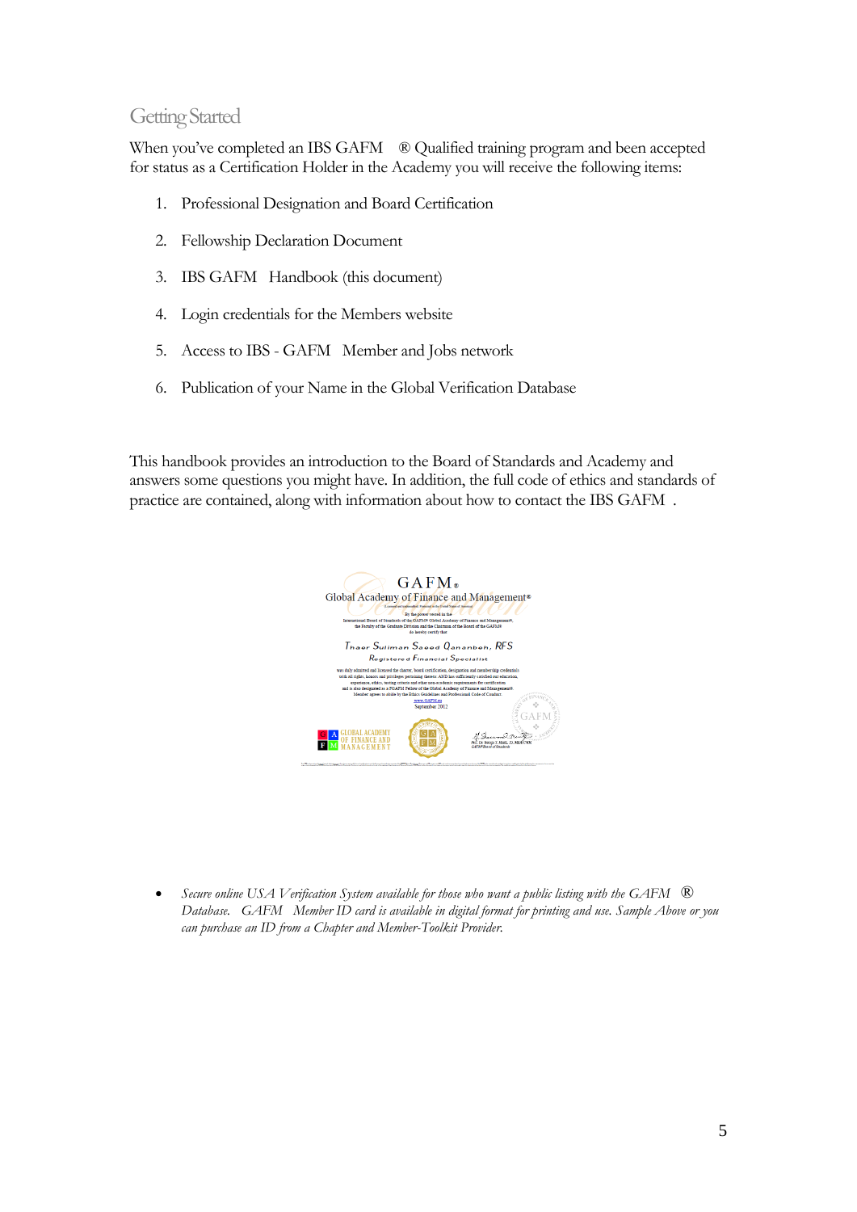## Getting Started

When you've completed an IBS GAFM ® Qualified training program and been accepted for status as a Certification Holder in the Academy you will receive the following items:

1. Professional Designation and Board Certification
2. Fellowship Declaration Document
3. IBS GAFM Handbook (this document)
4. Login credentials for the Members website
5. Access to IBS - GAFM Member and Jobs network
6. Publication of your Name in the Global Verification Database

This handbook provides an introduction to the Board of Standards and Academy and answers some questions you might have. In addition, the full code of ethics and standards of practice are contained, along with information about how to contact the IBS GAFM .

- *Secure online USA Verification System available for those who want a public listing with the GAFM ® Database. GAFM Member ID card is available in digital format for printing and use. Sample Above or you can purchase an ID from a Chapter and Member-Toolkit Provider.*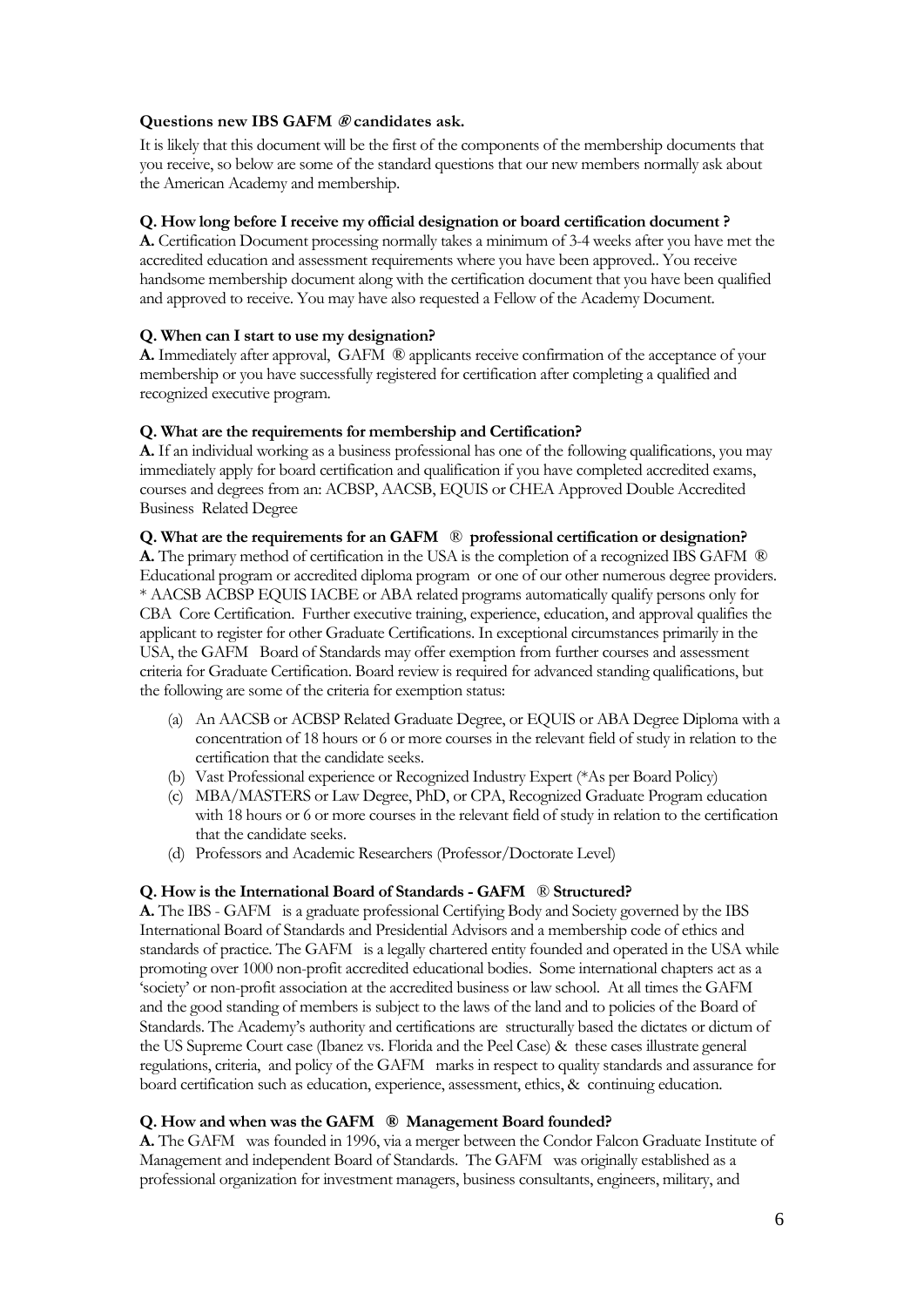**Questions new IBS GAFM ® candidates ask.**

It is likely that this document will be the first of the components of the membership documents that you receive, so below are some of the standard questions that our new members normally ask about the American Academy and membership.

**Q. How long before I receive my official designation or board certification document ?**
**A.** Certification Document processing normally takes a minimum of 3-4 weeks after you have met the accredited education and assessment requirements where you have been approved.. You receive handsome membership document along with the certification document that you have been qualified and approved to receive. You may have also requested a Fellow of the Academy Document.

**Q. When can I start to use my designation?**
**A.** Immediately after approval, GAFM ® applicants receive confirmation of the acceptance of your membership or you have successfully registered for certification after completing a qualified and recognized executive program.

**Q. What are the requirements for membership and Certification?**
**A.** If an individual working as a business professional has one of the following qualifications, you may immediately apply for board certification and qualification if you have completed accredited exams, courses and degrees from an: ACBSP, AACSB, EQUIS or CHEA Approved Double Accredited Business Related Degree

**Q. What are the requirements for an GAFM ® professional certification or designation?**
**A.** The primary method of certification in the USA is the completion of a recognized IBS GAFM ® Educational program or accredited diploma program or one of our other numerous degree providers. * AACSB ACBSP EQUIS IACBE or ABA related programs automatically qualify persons only for CBA Core Certification. Further executive training, experience, education, and approval qualifies the applicant to register for other Graduate Certifications. In exceptional circumstances primarily in the USA, the GAFM Board of Standards may offer exemption from further courses and assessment criteria for Graduate Certification. Board review is required for advanced standing qualifications, but the following are some of the criteria for exemption status:

(a) An AACSB or ACBSP Related Graduate Degree, or EQUIS or ABA Degree Diploma with a concentration of 18 hours or 6 or more courses in the relevant field of study in relation to the certification that the candidate seeks.
(b) Vast Professional experience or Recognized Industry Expert (*As per Board Policy)
(c) MBA/MASTERS or Law Degree, PhD, or CPA, Recognized Graduate Program education with 18 hours or 6 or more courses in the relevant field of study in relation to the certification that the candidate seeks.
(d) Professors and Academic Researchers (Professor/Doctorate Level)

**Q. How is the International Board of Standards - GAFM ® Structured?**
**A.** The IBS - GAFM is a graduate professional Certifying Body and Society governed by the IBS International Board of Standards and Presidential Advisors and a membership code of ethics and standards of practice. The GAFM is a legally chartered entity founded and operated in the USA while promoting over 1000 non-profit accredited educational bodies. Some international chapters act as a 'society' or non-profit association at the accredited business or law school. At all times the GAFM and the good standing of members is subject to the laws of the land and to policies of the Board of Standards. The Academy's authority and certifications are structurally based the dictates or dictum of the US Supreme Court case (Ibanez vs. Florida and the Peel Case) & these cases illustrate general regulations, criteria, and policy of the GAFM marks in respect to quality standards and assurance for board certification such as education, experience, assessment, ethics, & continuing education.

**Q. How and when was the GAFM ® Management Board founded?**
**A.** The GAFM was founded in 1996, via a merger between the Condor Falcon Graduate Institute of Management and independent Board of Standards. The GAFM was originally established as a professional organization for investment managers, business consultants, engineers, military, and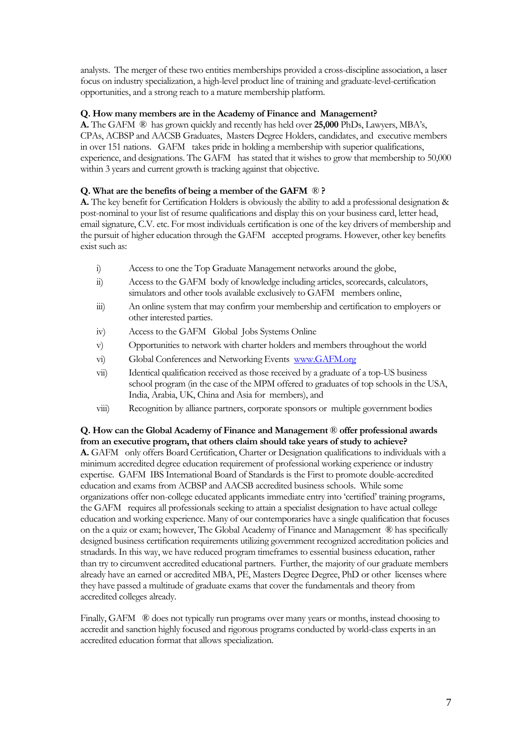analysts. The merger of these two entities memberships provided a cross-discipline association, a laser focus on industry specialization, a high-level product line of training and graduate-level-certification opportunities, and a strong reach to a mature membership platform.

**Q. How many members are in the Academy of Finance and Management?**

**A.** The GAFM ® has grown quickly and recently has held over **25,000** PhDs, Lawyers, MBA's, CPAs, ACBSP and AACSB Graduates, Masters Degree Holders, candidates, and executive members in over 151 nations. GAFM takes pride in holding a membership with superior qualifications, experience, and designations. The GAFM has stated that it wishes to grow that membership to 50,000 within 3 years and current growth is tracking against that objective.

**Q. What are the benefits of being a member of the GAFM ® ?**

**A.** The key benefit for Certification Holders is obviously the ability to add a professional designation & post-nominal to your list of resume qualifications and display this on your business card, letter head, email signature, C.V. etc. For most individuals certification is one of the key drivers of membership and the pursuit of higher education through the GAFM accepted programs. However, other key benefits exist such as:

i) Access to one the Top Graduate Management networks around the globe,

ii) Access to the GAFM body of knowledge including articles, scorecards, calculators, simulators and other tools available exclusively to GAFM members online,

iii) An online system that may confirm your membership and certification to employers or other interested parties.

iv) Access to the GAFM Global Jobs Systems Online

v) Opportunities to network with charter holders and members throughout the world

vi) Global Conferences and Networking Events www.GAFM.org

vii) Identical qualification received as those received by a graduate of a top-US business school program (in the case of the MPM offered to graduates of top schools in the USA, India, Arabia, UK, China and Asia for members), and

viii) Recognition by alliance partners, corporate sponsors or multiple government bodies

**Q. How can the Global Academy of Finance and Management ® offer professional awards from an executive program, that others claim should take years of study to achieve?**

**A.** GAFM only offers Board Certification, Charter or Designation qualifications to individuals with a minimum accredited degree education requirement of professional working experience or industry expertise. GAFM IBS International Board of Standards is the First to promote double-accredited education and exams from ACBSP and AACSB accredited business schools. While some organizations offer non-college educated applicants immediate entry into 'certified' training programs, the GAFM requires all professionals seeking to attain a specialist designation to have actual college education and working experience. Many of our contemporaries have a single qualification that focuses on the a quiz or exam; however, The Global Academy of Finance and Management ® has specifically designed business certification requirements utilizing government recognized accreditation policies and stnadards. In this way, we have reduced program timeframes to essential business education, rather than try to circumvent accredited educational partners. Further, the majority of our graduate members already have an earned or accredited MBA, PE, Masters Degree Degree, PhD or other licenses where they have passed a multitude of graduate exams that cover the fundamentals and theory from accredited colleges already.

Finally, GAFM ® does not typically run programs over many years or months, instead choosing to accredit and sanction highly focused and rigorous programs conducted by world-class experts in an accredited education format that allows specialization.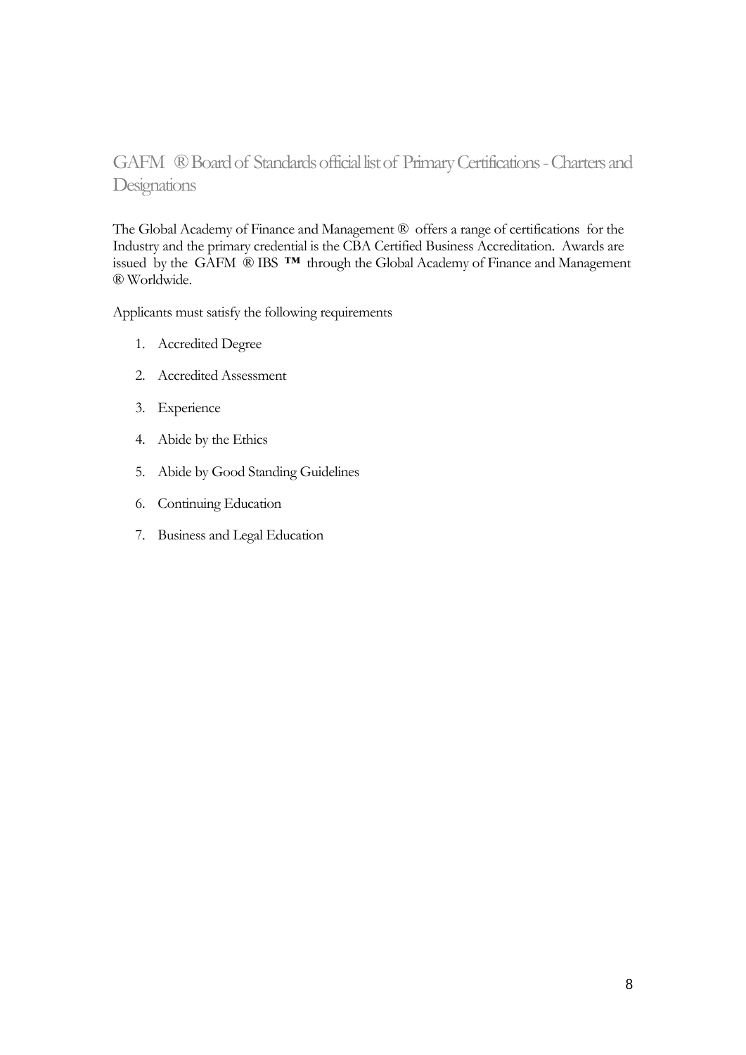## GAFM ® Board of Standards official list of Primary Certifications - Charters and Designations

The Global Academy of Finance and Management ® offers a range of certifications for the Industry and the primary credential is the CBA Certified Business Accreditation. Awards are issued by the GAFM ® IBS ™ through the Global Academy of Finance and Management ® Worldwide.

Applicants must satisfy the following requirements

1. Accredited Degree
2. Accredited Assessment
3. Experience
4. Abide by the Ethics
5. Abide by Good Standing Guidelines
6. Continuing Education
7. Business and Legal Education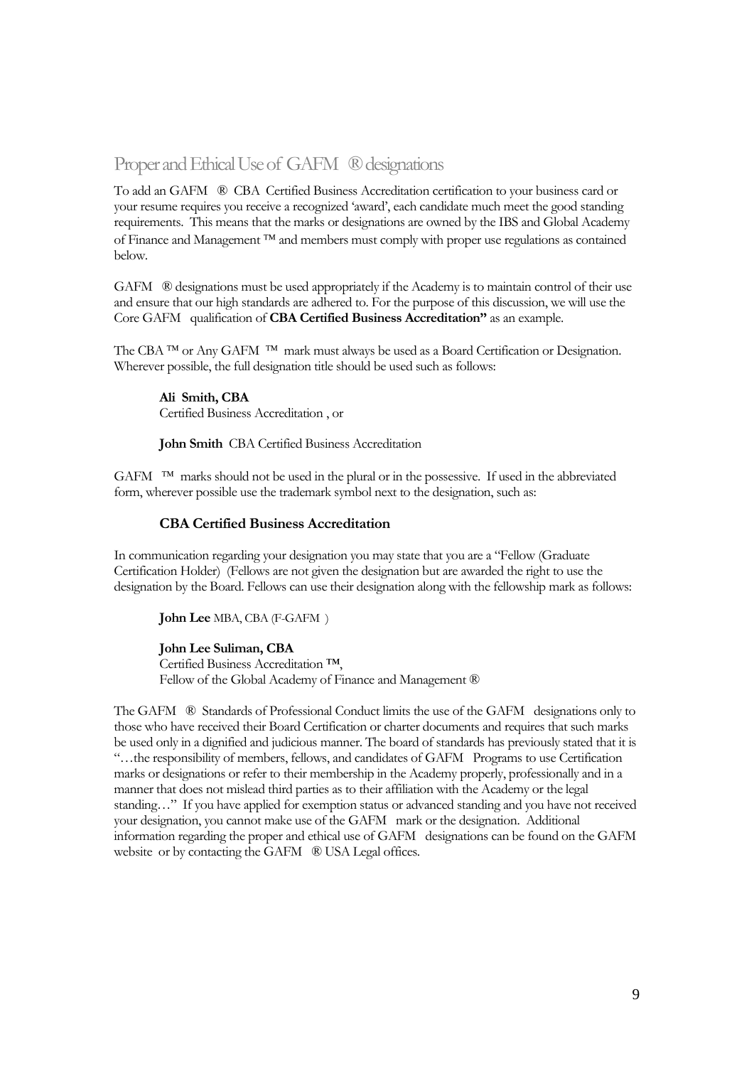## Proper and Ethical Use of GAFM ® designations

To add an GAFM ® CBA Certified Business Accreditation certification to your business card or your resume requires you receive a recognized 'award', each candidate much meet the good standing requirements. This means that the marks or designations are owned by the IBS and Global Academy of Finance and Management ™ and members must comply with proper use regulations as contained below.

GAFM ® designations must be used appropriately if the Academy is to maintain control of their use and ensure that our high standards are adhered to. For the purpose of this discussion, we will use the Core GAFM qualification of **CBA Certified Business Accreditation"** as an example.

The CBA ™ or Any GAFM ™ mark must always be used as a Board Certification or Designation. Wherever possible, the full designation title should be used such as follows:

> **Ali Smith, CBA**
> Certified Business Accreditation , or
>
> **John Smith** CBA Certified Business Accreditation

GAFM ™ marks should not be used in the plural or in the possessive. If used in the abbreviated form, wherever possible use the trademark symbol next to the designation, such as:

> **CBA Certified Business Accreditation**

In communication regarding your designation you may state that you are a "Fellow (Graduate Certification Holder) (Fellows are not given the designation but are awarded the right to use the designation by the Board. Fellows can use their designation along with the fellowship mark as follows:

> **John Lee** MBA, CBA (F-GAFM )
>
> **John Lee Suliman, CBA**
> Certified Business Accreditation ™,
> Fellow of the Global Academy of Finance and Management ®

The GAFM ® Standards of Professional Conduct limits the use of the GAFM designations only to those who have received their Board Certification or charter documents and requires that such marks be used only in a dignified and judicious manner. The board of standards has previously stated that it is "…the responsibility of members, fellows, and candidates of GAFM Programs to use Certification marks or designations or refer to their membership in the Academy properly, professionally and in a manner that does not mislead third parties as to their affiliation with the Academy or the legal standing…" If you have applied for exemption status or advanced standing and you have not received your designation, you cannot make use of the GAFM mark or the designation. Additional information regarding the proper and ethical use of GAFM designations can be found on the GAFM website or by contacting the GAFM ® USA Legal offices.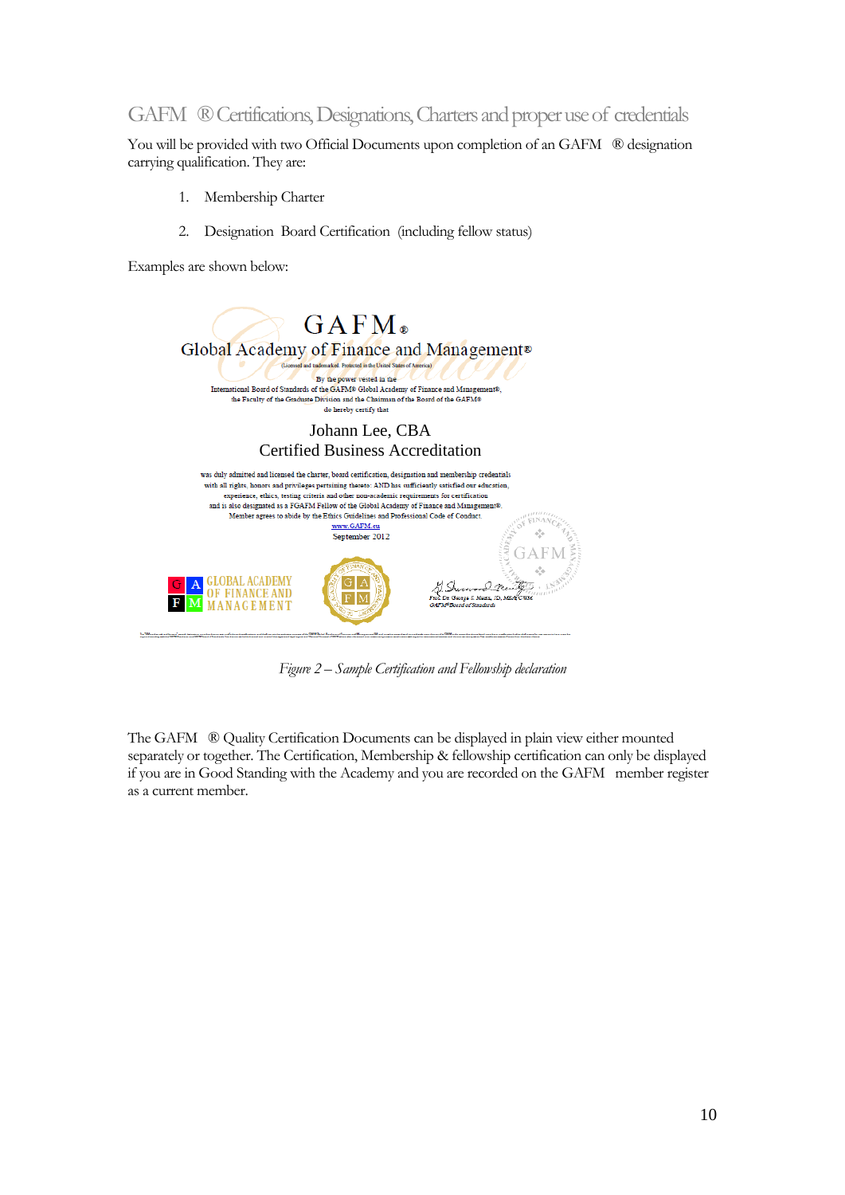## GAFM ® Certifications, Designations, Charters and proper use of credentials

You will be provided with two Official Documents upon completion of an GAFM ® designation carrying qualification. They are:

1. Membership Charter
2. Designation Board Certification (including fellow status)

Examples are shown below:

GAFM®

Global Academy of Finance and Management®

(Licensed and trademarked. Protected in the United States of America)

By the power vested in the International Board of Standards of the GAFM® Global Academy of Finance and Management®, the Faculty of the Graduate Division and the Chairman of the Board of the GAFM® do hereby certify that

Johann Lee, CBA

Certified Business Accreditation

was duly admitted and licensed the charter, board certification, designation and membership credentials with all rights, honors and privileges pertaining thereto: AND has sufficiently satisfied our education, experience, ethics, testing criteria and other non-academic requirements for certification and is also designated as a FGAFM Fellow of the Global Academy of Finance and Management®. Member agrees to abide by the Ethics Guidelines and Professional Code of Conduct.

www.GAFM.eu

September 2012

GLOBAL ACADEMY OF FINANCE AND MANAGEMENT

Prof. Dr. George S. Nasra, JD, MBA, CWM
GAFM® Board of Standards

*Figure 2 – Sample Certification and Fellowship declaration*

The GAFM ® Quality Certification Documents can be displayed in plain view either mounted separately or together. The Certification, Membership & fellowship certification can only be displayed if you are in Good Standing with the Academy and you are recorded on the GAFM member register as a current member.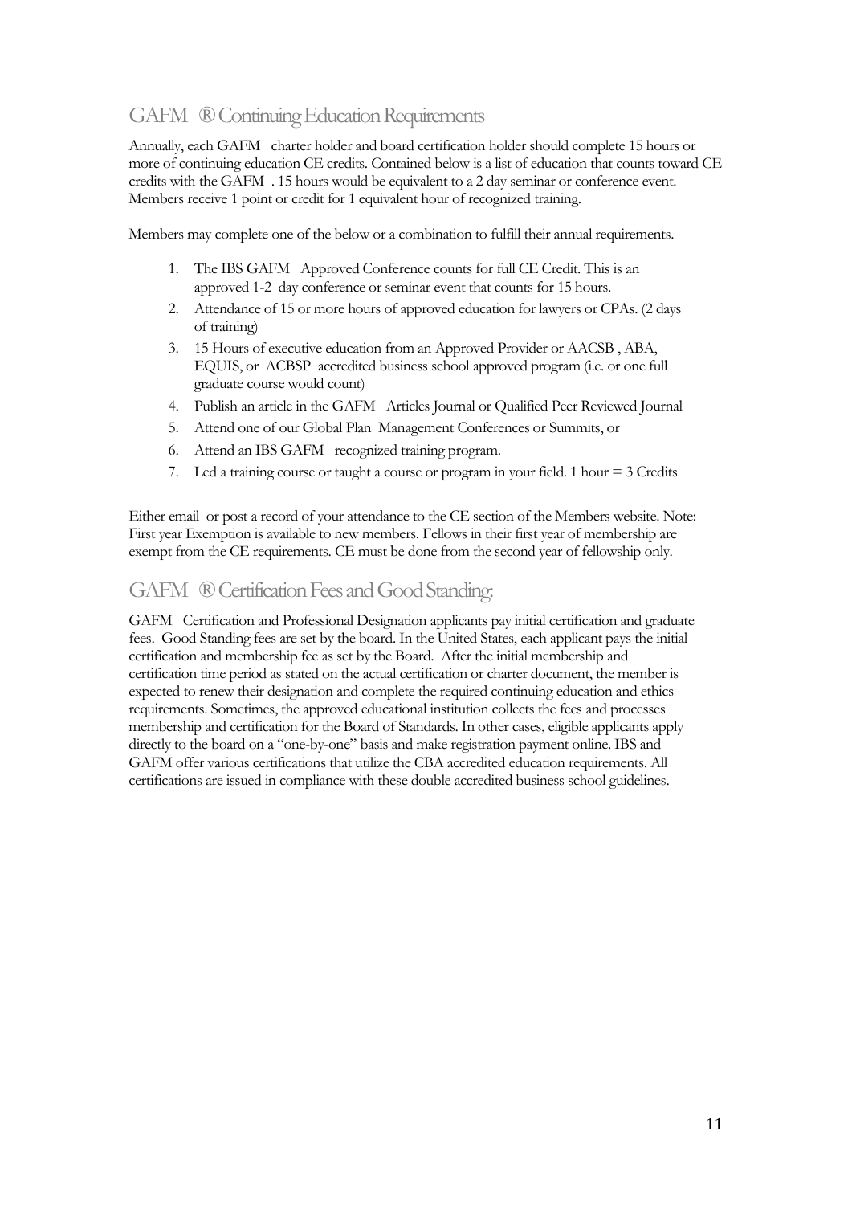## GAFM ® Continuing Education Requirements

Annually, each GAFM charter holder and board certification holder should complete 15 hours or more of continuing education CE credits. Contained below is a list of education that counts toward CE credits with the GAFM . 15 hours would be equivalent to a 2 day seminar or conference event. Members receive 1 point or credit for 1 equivalent hour of recognized training.

Members may complete one of the below or a combination to fulfill their annual requirements.

1. The IBS GAFM Approved Conference counts for full CE Credit. This is an approved 1-2 day conference or seminar event that counts for 15 hours.
2. Attendance of 15 or more hours of approved education for lawyers or CPAs. (2 days of training)
3. 15 Hours of executive education from an Approved Provider or AACSB , ABA, EQUIS, or ACBSP accredited business school approved program (i.e. or one full graduate course would count)
4. Publish an article in the GAFM Articles Journal or Qualified Peer Reviewed Journal
5. Attend one of our Global Plan Management Conferences or Summits, or
6. Attend an IBS GAFM recognized training program.
7. Led a training course or taught a course or program in your field. 1 hour = 3 Credits

Either email or post a record of your attendance to the CE section of the Members website. Note: First year Exemption is available to new members. Fellows in their first year of membership are exempt from the CE requirements. CE must be done from the second year of fellowship only.

## GAFM ® Certification Fees and Good Standing:

GAFM Certification and Professional Designation applicants pay initial certification and graduate fees. Good Standing fees are set by the board. In the United States, each applicant pays the initial certification and membership fee as set by the Board. After the initial membership and certification time period as stated on the actual certification or charter document, the member is expected to renew their designation and complete the required continuing education and ethics requirements. Sometimes, the approved educational institution collects the fees and processes membership and certification for the Board of Standards. In other cases, eligible applicants apply directly to the board on a "one-by-one" basis and make registration payment online. IBS and GAFM offer various certifications that utilize the CBA accredited education requirements. All certifications are issued in compliance with these double accredited business school guidelines.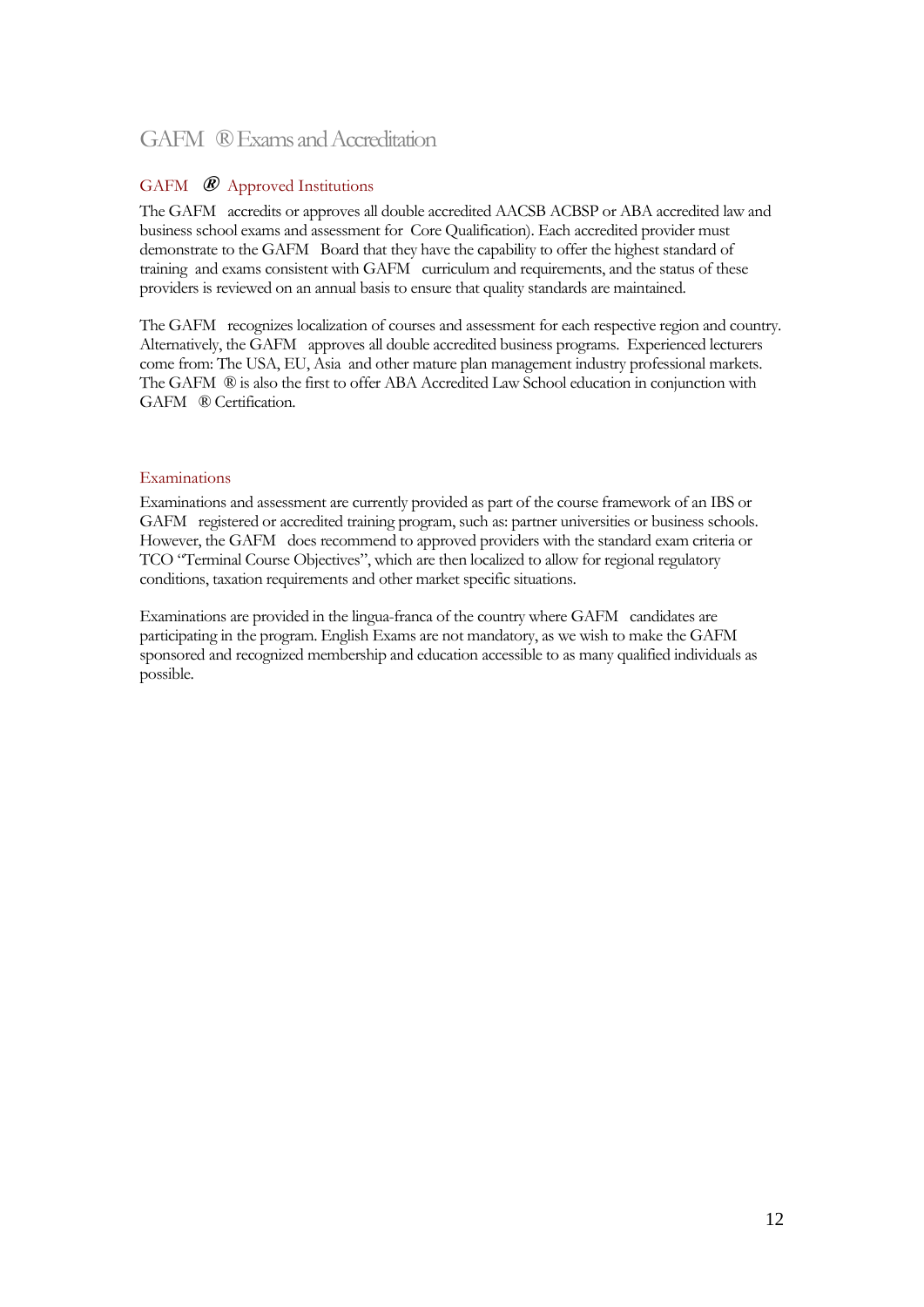# GAFM ® Exams and Accreditation

## GAFM ® Approved Institutions

The GAFM accredits or approves all double accredited AACSB ACBSP or ABA accredited law and business school exams and assessment for Core Qualification). Each accredited provider must demonstrate to the GAFM Board that they have the capability to offer the highest standard of training and exams consistent with GAFM curriculum and requirements, and the status of these providers is reviewed on an annual basis to ensure that quality standards are maintained.

The GAFM recognizes localization of courses and assessment for each respective region and country. Alternatively, the GAFM approves all double accredited business programs. Experienced lecturers come from: The USA, EU, Asia and other mature plan management industry professional markets. The GAFM ® is also the first to offer ABA Accredited Law School education in conjunction with GAFM ® Certification.

## Examinations

Examinations and assessment are currently provided as part of the course framework of an IBS or GAFM registered or accredited training program, such as: partner universities or business schools. However, the GAFM does recommend to approved providers with the standard exam criteria or TCO "Terminal Course Objectives", which are then localized to allow for regional regulatory conditions, taxation requirements and other market specific situations.

Examinations are provided in the lingua-franca of the country where GAFM candidates are participating in the program. English Exams are not mandatory, as we wish to make the GAFM sponsored and recognized membership and education accessible to as many qualified individuals as possible.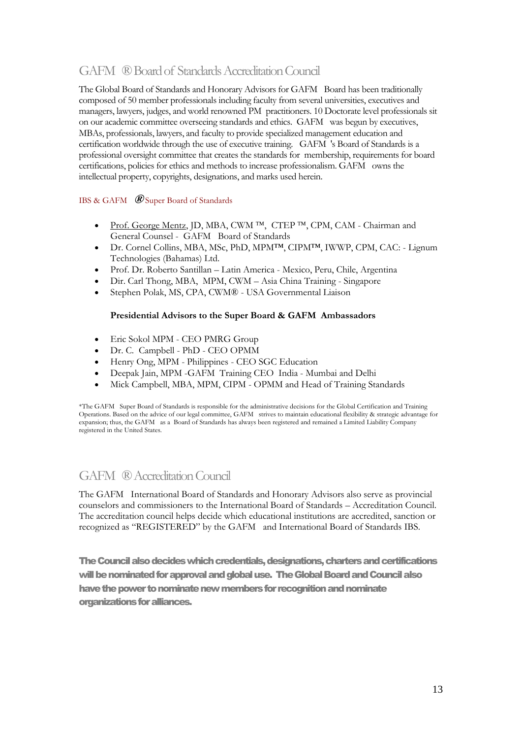## GAFM ® Board of Standards Accreditation Council

The Global Board of Standards and Honorary Advisors for GAFM Board has been traditionally composed of 50 member professionals including faculty from several universities, executives and managers, lawyers, judges, and world renowned PM practitioners. 10 Doctorate level professionals sit on our academic committee overseeing standards and ethics. GAFM was begun by executives, MBAs, professionals, lawyers, and faculty to provide specialized management education and certification worldwide through the use of executive training. GAFM 's Board of Standards is a professional oversight committee that creates the standards for membership, requirements for board certifications, policies for ethics and methods to increase professionalism. GAFM owns the intellectual property, copyrights, designations, and marks used herein.

IBS & GAFM ® Super Board of Standards

- Prof. George Mentz, JD, MBA, CWM ™, CTEP ™, CPM, CAM - Chairman and General Counsel - GAFM Board of Standards
- Dr. Cornel Collins, MBA, MSc, PhD, MPM™, CIPM™, IWWP, CPM, CAC: - Lignum Technologies (Bahamas) Ltd.
- Prof. Dr. Roberto Santillan – Latin America - Mexico, Peru, Chile, Argentina
- Dir. Carl Thong, MBA, MPM, CWM – Asia China Training - Singapore
- Stephen Polak, MS, CPA, CWM® - USA Governmental Liaison

**Presidential Advisors to the Super Board & GAFM Ambassadors**

- Eric Sokol MPM - CEO PMRG Group
- Dr. C. Campbell - PhD - CEO OPMM
- Henry Ong, MPM - Philippines - CEO SGC Education
- Deepak Jain, MPM -GAFM Training CEO India - Mumbai and Delhi
- Mick Campbell, MBA, MPM, CIPM - OPMM and Head of Training Standards

*The GAFM Super Board of Standards is responsible for the administrative decisions for the Global Certification and Training Operations. Based on the advice of our legal committee, GAFM strives to maintain educational flexibility & strategic advantage for expansion; thus, the GAFM as a Board of Standards has always been registered and remained a Limited Liability Company registered in the United States.

## GAFM ® Accreditation Council

The GAFM International Board of Standards and Honorary Advisors also serve as provincial counselors and commissioners to the International Board of Standards – Accreditation Council. The accreditation council helps decide which educational institutions are accredited, sanction or recognized as "REGISTERED" by the GAFM and International Board of Standards IBS.

**The Council also decides which credentials, designations, charters and certifications will be nominated for approval and global use. The Global Board and Council also have the power to nominate new members for recognition and nominate organizations for alliances.**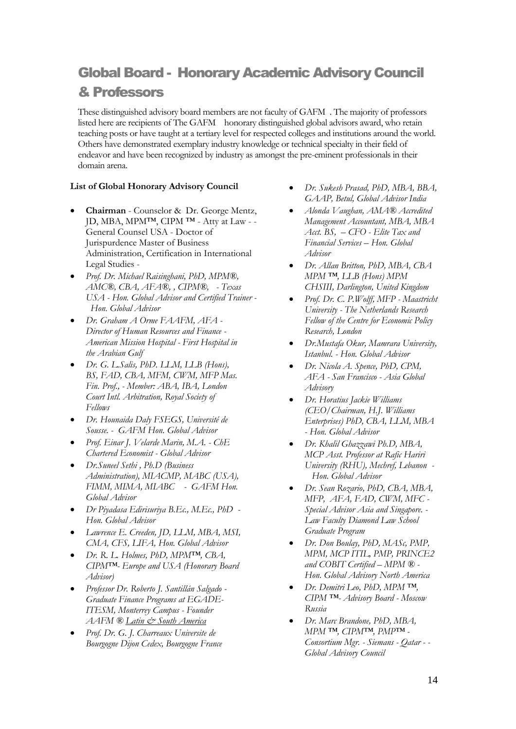# Global Board - Honorary Academic Advisory Council & Professors

These distinguished advisory board members are not faculty of GAFM . The majority of professors listed here are recipients of The GAFM honorary distinguished global advisors award, who retain teaching posts or have taught at a tertiary level for respected colleges and institutions around the world. Others have demonstrated exemplary industry knowledge or technical specialty in their field of endeavor and have been recognized by industry as amongst the pre-eminent professionals in their domain arena.

**List of Global Honorary Advisory Council**

- **Chairman** - Counselor & Dr. George Mentz, JD, MBA, MPM™, CIPM ™ - Atty at Law - - General Counsel USA - Doctor of Jurispurdence Master of Business Administration, Certification in International Legal Studies -
- *Prof. Dr. Michael Raisinghani, PhD, MPM®, AMC®, CBA, AFA®, , CIPM®, - Texas USA - Hon. Global Advisor and Certified Trainer - Hon. Global Advisor*
- *Dr. Graham A Orme FAAFM, AFA - Director of Human Resources and Finance - American Mission Hospital - First Hospital in the Arabian Gulf*
- *Dr. G. L.Salis, PhD. LLM, LLB (Hons), BS, FAD, CBA, MFM, CWM, MFP Mas. Fin. Prof., - Member: ABA, IBA, London Court Intl. Arbitration, Royal Society of Fellows*
- *Dr. Hounaida Daly FSEGS, Université de Sousse. - GAFM Hon. Global Advisor*
- *Prof. Einar J. Velarde Marin, M.A. - ChE Chartered Economist - Global Advisor*
- *Dr.Suneel Sethi , Ph.D (Business Administration), MIACMP, MABC (USA), FIMM, MIMA, MIABC - GAFM Hon. Global Advisor*
- *Dr Piyadasa Edirisuriya B.Ec., M.Ec., PhD - Hon. Global Advisor*
- *Lawrence E. Creeden, JD, LLM, MBA, MSI, CMA, CFS, LIFA, Hon. Global Advisor*
- *Dr. R. L. Holmes, PhD, MPM™, CBA, CIPM™- Europe and USA (Honorary Board Advisor)*
- *Professor Dr. Roberto J. Santillán Salgado - Graduate Finance Programs at EGADE-ITESM, Monterrey Campus - Founder AAFM ® Latin & South America*
- *Prof. Dr. G. J. Charreaux Universite de Bourgogne Dijon Cedex, Bourgogne France*
- *Dr. Sukesh Prasad, PhD, MBA, BBA, GAAP, Betul, Global Advisor India*
- *Alonda Vaughan, AMA® Accredited Management Accountant, MBA, MBA Acct. BS, – CFO - Elite Tax and Financial Services – Hon. Global Advisor*
- *Dr. Allan Britton, PhD, MBA, CBA MPM ™, LLB (Hons) MPM CHSIII, Darlington, United Kingdom*
- *Prof. Dr. C. P.Wolff, MFP - Maastricht University - The Netherlands Research Fellow of the Centre for Economic Policy Research, London*
- *Dr.Mustafa Okur, Mamrara University, Istanbul. - Hon. Global Advisor*
- *Dr. Nicola A. Spence, PhD, CPM, AFA - San Francisco - Asia Global Advisory*
- *Dr. Horatius Jackie Williams (CEO/Chairman, H.J. Williams Enterprises) PhD, CBA, LLM, MBA - Hon. Global Advisor*
- *Dr. Khalil Ghazzawi Ph.D, MBA, MCP Asst. Professor at Rafic Hariri University (RHU), Mechref, Lebanon - Hon. Global Advisor*
- *Dr. Sean Rozario, PhD, CBA, MBA, MFP, AFA, FAD, CWM, MFC - Special Advisor Asia and Singapore. - Law Faculty Diamond Law School Graduate Program*
- *Dr. Don Boulay, PhD, MASc, PMP, MPM, MCP ITIL, PMP, PRINCE2 and COBIT Certified – MPM ® - Hon. Global Advisory North America*
- *Dr. Demitri Leo, PhD, MPM ™, CIPM ™- Advisory Board - Moscow Russia*
- *Dr. Marc Brandone, PhD, MBA, MPM ™, CIPM™, PMP™ - Consortium Mgr. - Siemans - Qatar - - Global Advisory Council*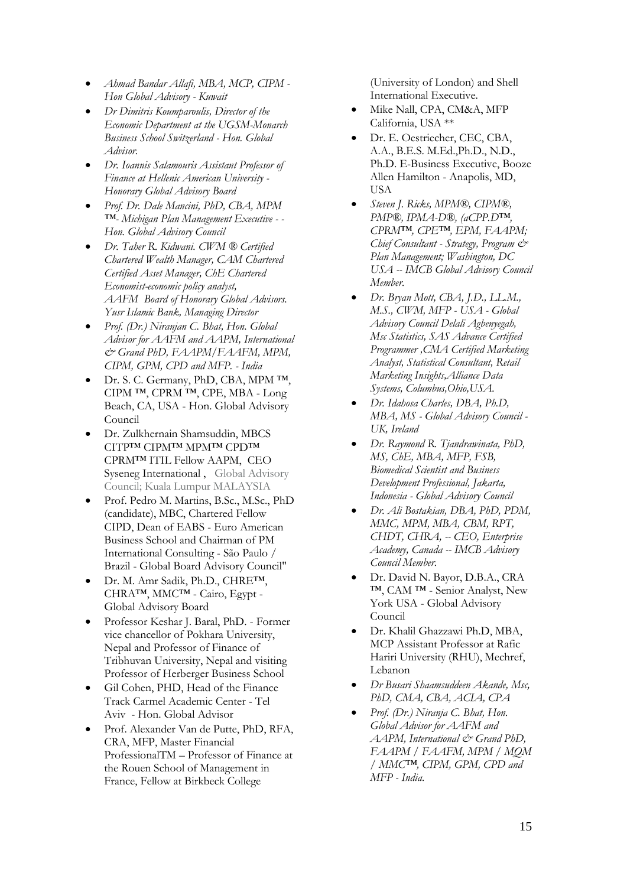- *Ahmad Bandar Allafi, MBA, MCP, CIPM - Hon Global Advisory - Kuwait*
- *Dr Dimitris Koumparoulis, Director of the Economic Department at the UGSM-Monarch Business School Switzerland - Hon. Global Advisor.*
- *Dr. Ioannis Salamouris Assistant Professor of Finance at Hellenic American University - Honorary Global Advisory Board*
- *Prof. Dr. Dale Mancini, PhD, CBA, MPM ™- Michigan Plan Management Executive - - Hon. Global Advisory Council*
- *Dr. Taher R. Kidwani. CWM ® Certified Chartered Wealth Manager, CAM Chartered Certified Asset Manager, ChE Chartered Economist-economic policy analyst, AAFM Board of Honorary Global Advisors. Yusr Islamic Bank, Managing Director*
- *Prof. (Dr.) Niranjan C. Bhat, Hon. Global Advisor for AAFM and AAPM, International & Grand PhD, FAAPM/FAAFM, MPM, CIPM, GPM, CPD and MFP. - India*
- Dr. S. C. Germany, PhD, CBA, MPM ™, CIPM ™, CPRM ™, CPE, MBA - Long Beach, CA, USA - Hon. Global Advisory Council
- Dr. Zulkhernain Shamsuddin, MBCS CITP™ CIPM™ MPM™ CPD™ CPRM™ ITIL Fellow AAPM, CEO Syseneg International , Global Advisory Council; Kuala Lumpur MALAYSIA
- Prof. Pedro M. Martins, B.Sc., M.Sc., PhD (candidate), MBC, Chartered Fellow CIPD, Dean of EABS - Euro American Business School and Chairman of PM International Consulting - São Paulo / Brazil - Global Board Advisory Council"
- Dr. M. Amr Sadik, Ph.D., CHRE™, CHRA™, MMC™ - Cairo, Egypt - Global Advisory Board
- Professor Keshar J. Baral, PhD. - Former vice chancellor of Pokhara University, Nepal and Professor of Finance of Tribhuvan University, Nepal and visiting Professor of Herberger Business School
- Gil Cohen, PHD, Head of the Finance Track Carmel Academic Center - Tel Aviv - Hon. Global Advisor
- Prof. Alexander Van de Putte, PhD, RFA, CRA, MFP, Master Financial ProfessionalTM – Professor of Finance at the Rouen School of Management in France, Fellow at Birkbeck College (University of London) and Shell International Executive.
- Mike Nall, CPA, CM&A, MFP California, USA **
- Dr. E. Oestriecher, CEC, CBA, A.A., B.E.S. M.Ed.,Ph.D., N.D., Ph.D. E-Business Executive, Booze Allen Hamilton - Anapolis, MD, USA
- *Steven J. Ricks, MPM®, CIPM®, PMP®, IPMA-D®, (aCPP.D™, CPRM™, CPE™, EPM, FAAPM; Chief Consultant - Strategy, Program & Plan Management; Washington, DC USA -- IMCB Global Advisory Council Member.*
- *Dr. Bryan Mott, CBA, J.D., LL.M., M.S., CWM, MFP - USA - Global Advisory Council Delali Agbenyegah, Msc Statistics, SAS Advance Certified Programmer ,CMA Certified Marketing Analyst, Statistical Consultant, Retail Marketing Insights,Alliance Data Systems, Columbus,Ohio,USA.*
- *Dr. Idahosa Charles, DBA, Ph.D, MBA, MS - Global Advisory Council - UK, Ireland*
- *Dr. Raymond R. Tjandrawinata, PhD, MS, ChE, MBA, MFP, FSB, Biomedical Scientist and Business Development Professional, Jakarta, Indonesia - Global Advisory Council*
- *Dr. Ali Bostakian, DBA, PhD, PDM, MMC, MPM, MBA, CBM, RPT, CHDT, CHRA, -- CEO, Enterprise Academy, Canada -- IMCB Advisory Council Member.*
- Dr. David N. Bayor, D.B.A., CRA ™, CAM ™ - Senior Analyst, New York USA - Global Advisory Council
- Dr. Khalil Ghazzawi Ph.D, MBA, MCP Assistant Professor at Rafic Hariri University (RHU), Mechref, Lebanon
- *Dr Busari Shaamsuddeen Akande, Msc, PhD, CMA, CBA, ACIA, CPA*
- *Prof. (Dr.) Niranja C. Bhat, Hon. Global Advisor for AAFM and AAPM, International & Grand PhD, FAAPM / FAAFM, MPM / MQM / MMC™, CIPM, GPM, CPD and MFP - India.*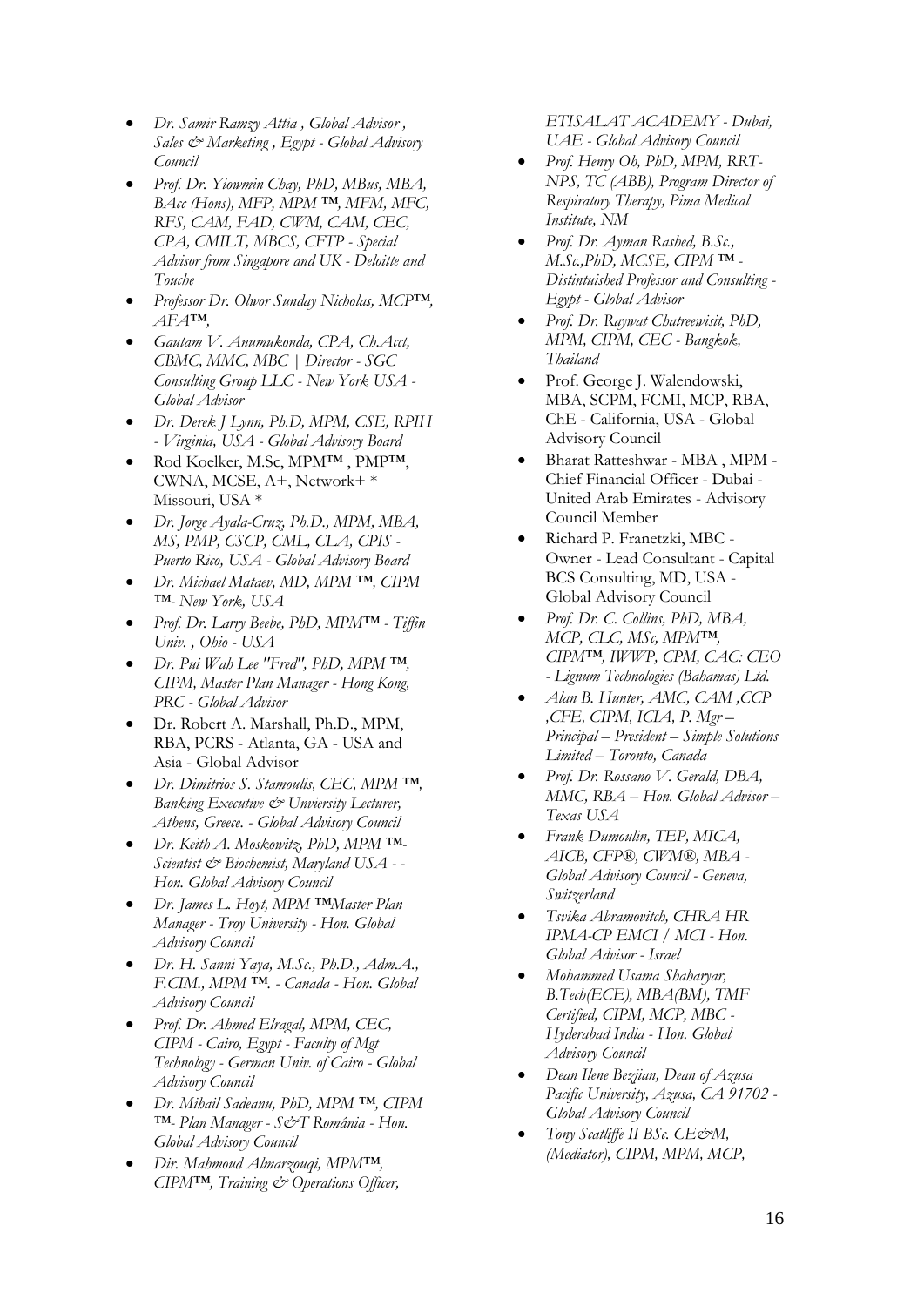- *Dr. Samir Ramzy Attia , Global Advisor , Sales & Marketing , Egypt - Global Advisory Council*
- *Prof. Dr. Yiowmin Chay, PhD, MBus, MBA, BAcc (Hons), MFP, MPM ™, MFM, MFC, RFS, CAM, FAD, CWM, CAM, CEC, CPA, CMILT, MBCS, CFTP - Special Advisor from Singapore and UK - Deloitte and Touche*
- *Professor Dr. Olwor Sunday Nicholas, MCP™, AFA™,*
- *Gautam V. Anumukonda, CPA, Ch.Acct, CBMC, MMC, MBC | Director - SGC Consulting Group LLC - New York USA - Global Advisor*
- *Dr. Derek J Lynn, Ph.D, MPM, CSE, RPIH - Virginia, USA - Global Advisory Board*
- Rod Koelker, M.Sc, MPM™ , PMP™, CWNA, MCSE, A+, Network+ * Missouri, USA *
- *Dr. Jorge Ayala-Cruz, Ph.D., MPM, MBA, MS, PMP, CSCP, CML, CLA, CPIS - Puerto Rico, USA - Global Advisory Board*
- *Dr. Michael Mataev, MD, MPM ™, CIPM ™- New York, USA*
- *Prof. Dr. Larry Beebe, PhD, MPM™ - Tiffin Univ. , Ohio - USA*
- *Dr. Pui Wah Lee "Fred", PhD, MPM ™, CIPM, Master Plan Manager - Hong Kong, PRC - Global Advisor*
- Dr. Robert A. Marshall, Ph.D., MPM, RBA, PCRS - Atlanta, GA - USA and Asia - Global Advisor
- *Dr. Dimitrios S. Stamoulis, CEC, MPM ™, Banking Executive & Unviersity Lecturer, Athens, Greece. - Global Advisory Council*
- *Dr. Keith A. Moskowitz, PhD, MPM ™- Scientist & Biochemist, Maryland USA - - Hon. Global Advisory Council*
- *Dr. James L. Hoyt, MPM ™Master Plan Manager - Troy University - Hon. Global Advisory Council*
- *Dr. H. Sanni Yaya, M.Sc., Ph.D., Adm.A., F.CIM., MPM ™. - Canada - Hon. Global Advisory Council*
- *Prof. Dr. Ahmed Elragal, MPM, CEC, CIPM - Cairo, Egypt - Faculty of Mgt Technology - German Univ. of Cairo - Global Advisory Council*
- *Dr. Mihail Sadeanu, PhD, MPM ™, CIPM ™- Plan Manager - S&T România - Hon. Global Advisory Council*
- *Dir. Mahmoud Almarzouqi, MPM™, CIPM™, Training & Operations Officer, ETISALAT ACADEMY - Dubai, UAE - Global Advisory Council*
- *Prof. Henry Oh, PhD, MPM, RRT-NPS, TC (ABB), Program Director of Respiratory Therapy, Pima Medical Institute, NM*
- *Prof. Dr. Ayman Rashed, B.Sc., M.Sc.,PhD, MCSE, CIPM ™ - Distintuished Professor and Consulting - Egypt - Global Advisor*
- *Prof. Dr. Raywat Chatreewisit, PhD, MPM, CIPM, CEC - Bangkok, Thailand*
- Prof. George J. Walendowski, MBA, SCPM, FCMI, MCP, RBA, ChE - California, USA - Global Advisory Council
- Bharat Ratteshwar - MBA , MPM - Chief Financial Officer - Dubai - United Arab Emirates - Advisory Council Member
- Richard P. Franetzki, MBC - Owner - Lead Consultant - Capital BCS Consulting, MD, USA - Global Advisory Council
- *Prof. Dr. C. Collins, PhD, MBA, MCP, CLC, MSc, MPM™, CIPM™, IWWP, CPM, CAC: CEO - Lignum Technologies (Bahamas) Ltd.*
- *Alan B. Hunter, AMC, CAM ,CCP ,CFE, CIPM, ICIA, P. Mgr – Principal – President – Simple Solutions Limited – Toronto, Canada*
- *Prof. Dr. Rossano V. Gerald, DBA, MMC, RBA – Hon. Global Advisor – Texas USA*
- *Frank Dumoulin, TEP, MICA, AICB, CFP®, CWM®, MBA - Global Advisory Council - Geneva, Switzerland*
- *Tsvika Abramovitch, CHRA HR IPMA-CP EMCI / MCI - Hon. Global Advisor - Israel*
- *Mohammed Usama Shaharyar, B.Tech(ECE), MBA(BM), TMF Certified, CIPM, MCP, MBC - Hyderabad India - Hon. Global Advisory Council*
- *Dean Ilene Bezjian, Dean of Azusa Pacific University, Azusa, CA 91702 - Global Advisory Council*
- *Tony Scatliffe II BSc. CE&M, (Mediator), CIPM, MPM, MCP,*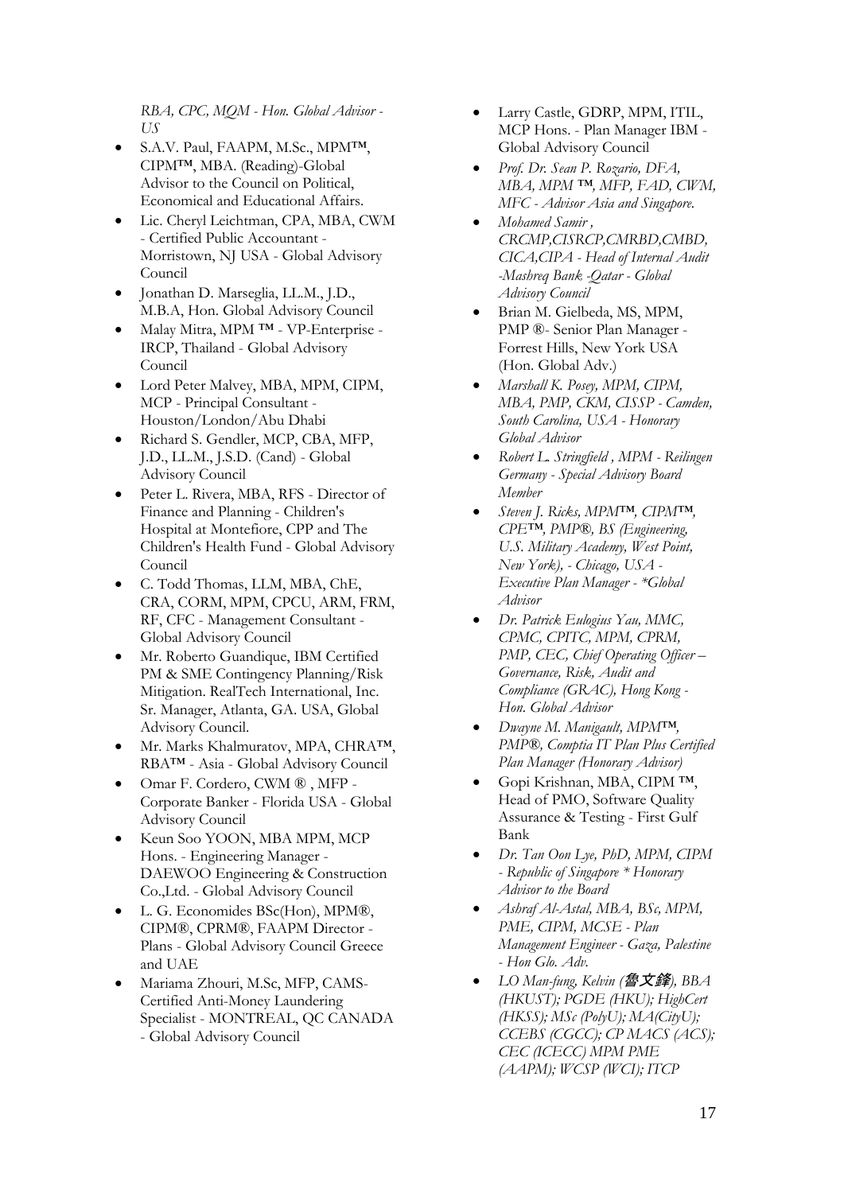*RBA, CPC, MQM - Hon. Global Advisor - US*

- S.A.V. Paul, FAAPM, M.Sc., MPM™, CIPM™, MBA. (Reading)-Global Advisor to the Council on Political, Economical and Educational Affairs.
- Lic. Cheryl Leichtman, CPA, MBA, CWM - Certified Public Accountant - Morristown, NJ USA - Global Advisory Council
- Jonathan D. Marseglia, LL.M., J.D., M.B.A, Hon. Global Advisory Council
- Malay Mitra, MPM ™ - VP-Enterprise - IRCP, Thailand - Global Advisory Council
- Lord Peter Malvey, MBA, MPM, CIPM, MCP - Principal Consultant - Houston/London/Abu Dhabi
- Richard S. Gendler, MCP, CBA, MFP, J.D., LL.M., J.S.D. (Cand) - Global Advisory Council
- Peter L. Rivera, MBA, RFS - Director of Finance and Planning - Children's Hospital at Montefiore, CPP and The Children's Health Fund - Global Advisory Council
- C. Todd Thomas, LLM, MBA, ChE, CRA, CORM, MPM, CPCU, ARM, FRM, RF, CFC - Management Consultant - Global Advisory Council
- Mr. Roberto Guandique, IBM Certified PM & SME Contingency Planning/Risk Mitigation. RealTech International, Inc. Sr. Manager, Atlanta, GA. USA, Global Advisory Council.
- Mr. Marks Khalmuratov, MPA, CHRA™, RBA™ - Asia - Global Advisory Council
- Omar F. Cordero, CWM ® , MFP - Corporate Banker - Florida USA - Global Advisory Council
- Keun Soo YOON, MBA MPM, MCP Hons. - Engineering Manager - DAEWOO Engineering & Construction Co.,Ltd. - Global Advisory Council
- L. G. Economides BSc(Hon), MPM®, CIPM®, CPRM®, FAAPM Director - Plans - Global Advisory Council Greece and UAE
- Mariama Zhouri, M.Sc, MFP, CAMS-Certified Anti-Money Laundering Specialist - MONTREAL, QC CANADA - Global Advisory Council
- Larry Castle, GDRP, MPM, ITIL, MCP Hons. - Plan Manager IBM - Global Advisory Council
- *Prof. Dr. Sean P. Rozario, DFA, MBA, MPM ™, MFP, FAD, CWM, MFC - Advisor Asia and Singapore.*
- *Mohamed Samir , CRCMP,CISRCP,CMRBD,CMBD, CICA,CIPA - Head of Internal Audit -Mashreq Bank -Qatar - Global Advisory Council*
- Brian M. Gielbeda, MS, MPM, PMP ®- Senior Plan Manager - Forrest Hills, New York USA (Hon. Global Adv.)
- *Marshall K. Posey, MPM, CIPM, MBA, PMP, CKM, CISSP - Camden, South Carolina, USA - Honorary Global Advisor*
- *Robert L. Stringfield , MPM - Reilingen Germany - Special Advisory Board Member*
- *Steven J. Ricks, MPM™, CIPM™, CPE™, PMP®, BS (Engineering, U.S. Military Academy, West Point, New York), - Chicago, USA - \*Global Advisor Plan Manager - *Global Advisor*
- *Dr. Patrick Eulogius Yau, MMC, CPMC, CPITC, MPM, CPRM, PMP, CEC, Chief Operating Officer – Governance, Risk, Audit and Compliance (GRAC), Hong Kong - Hon. Global Advisor*
- *Dwayne M. Manigault, MPM™, PMP®, Comptia IT Plan Plus Certified Plan Manager (Honorary Advisor)*
- Gopi Krishnan, MBA, CIPM ™, Head of PMO, Software Quality Assurance & Testing - First Gulf Bank
- *Dr. Tan Oon Lye, PhD, MPM, CIPM - Republic of Singapore * Honorary Advisor to the Board*
- *Ashraf Al-Astal, MBA, BSc, MPM, PME, CIPM, MCSE - Plan Management Engineer - Gaza, Palestine - Hon Glo. Adv.*
- *LO Man-fung, Kelvin (魯文鋒), BBA (HKUST); PGDE (HKU); HighCert (HKSS); MSc (PolyU); MA(CityU); CCEBS (CGCC); CP MACS (ACS); CEC (ICECC) MPM PME (AAPM); WCSP (WCI); ITCP*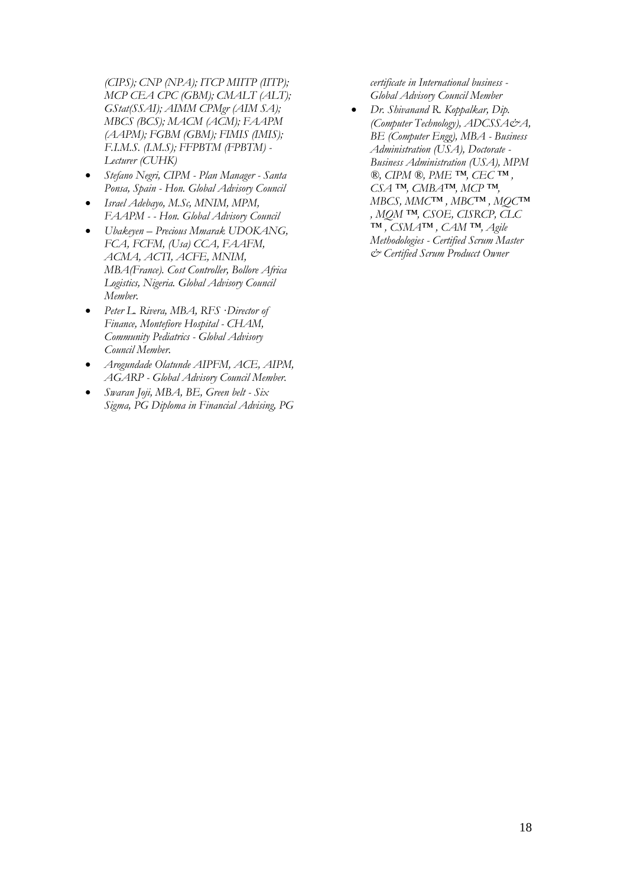*(CIPS); CNP (NPA); ITCP MIITP (IITP); MCP CEA CPC (GBM); CMALT (ALT); GStat(SSAI); AIMM CPMgr (AIM SA); MBCS (BCS); MACM (ACM); FAAPM (AAPM); FGBM (GBM); FIMIS (IMIS); F.I.M.S. (I.M.S); FFPBTM (FPBTM) - Lecturer (CUHK)*

- *Stefano Negri, CIPM - Plan Manager - Santa Ponsa, Spain - Hon. Global Advisory Council*
- *Israel Adebayo, M.Sc, MNIM, MPM, FAAPM - - Hon. Global Advisory Council*
- *Ubakeyen – Precious Mmarak UDOKANG, FCA, FCFM, (Usa) CCA, FAAFM, ACMA, ACTI, ACFE, MNIM, MBA(France). Cost Controller, Bollore Africa Logistics, Nigeria. Global Advisory Council Member.*
- *Peter L. Rivera, MBA, RFS ·Director of Finance, Montefiore Hospital - CHAM, Community Pediatrics - Global Advisory Council Member.*
- *Arogundade Olatunde AIPFM, ACE, AIPM, AGARP - Global Advisory Council Member.*
- *Swaran Joji, MBA, BE, Green belt - Six Sigma, PG Diploma in Financial Advising, PG certificate in International business - Global Advisory Council Member*
- *Dr. Shivanand R. Koppalkar, Dip. (Computer Technology), ADCSSA&A, BE (Computer Engg), MBA - Business Administration (USA), Doctorate - Business Administration (USA), MPM ®, CIPM ®, PME ™, CEC ™ , CSA ™, CMBA™, MCP ™, MBCS, MMC™ , MBC™ , MQC™ , MQM ™, CSOE, CISRCP, CLC ™ , CSMA™ , CAM ™, Agile Methodologies - Certified Scrum Master & Certified Scrum Producct Owner*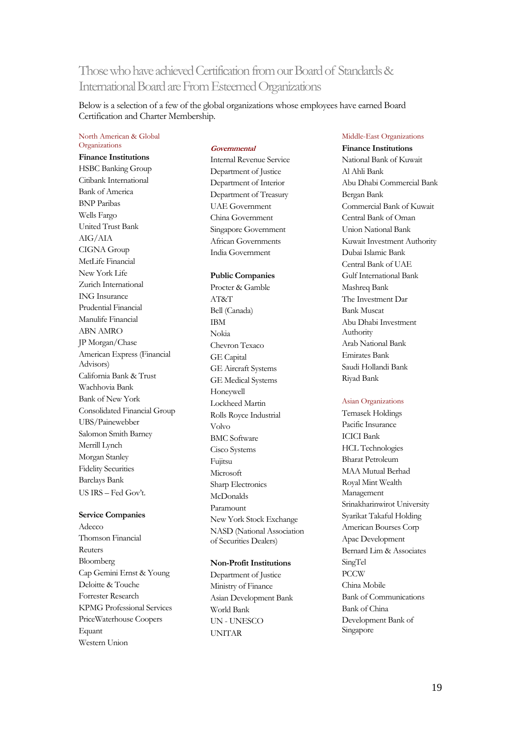# Those who have achieved Certification from our Board of Standards & International Board are From Esteemed Organizations

Below is a selection of a few of the global organizations whose employees have earned Board Certification and Charter Membership.

## North American & Global Organizations

**Finance Institutions**

HSBC Banking Group
Citibank International
Bank of America
BNP Paribas
Wells Fargo
United Trust Bank
AIG/AIA
CIGNA Group
MetLife Financial
New York Life
Zurich International
ING Insurance
Prudential Financial
Manulife Financial
ABN AMRO
JP Morgan/Chase
American Express (Financial Advisors)
California Bank & Trust
Wachhovia Bank
Bank of New York
Consolidated Financial Group
UBS/Painewebber
Salomon Smith Barney
Merrill Lynch
Morgan Stanley
Fidelity Securities
Barclays Bank
US IRS – Fed Gov't.

**Service Companies**

Adecco
Thomson Financial
Reuters
Bloomberg
Cap Gemini Ernst & Young
Deloitte & Touche
Forrester Research
KPMG Professional Services
PriceWaterhouse Coopers
Equant
Western Union

***Governmental***

Internal Revenue Service
Department of Justice
Department of Interior
Department of Treasury
UAE Government
China Government
Singapore Government
African Governments
India Government

**Public Companies**

Procter & Gamble
AT&T
Bell (Canada)
IBM
Nokia
Chevron Texaco
GE Capital
GE Aircraft Systems
GE Medical Systems
Honeywell
Lockheed Martin
Rolls Royce Industrial
Volvo
BMC Software
Cisco Systems
Fujitsu
Microsoft
Sharp Electronics
McDonalds
Paramount
New York Stock Exchange
NASD (National Association of Securities Dealers)

**Non-Profit Institutions**

Department of Justice
Ministry of Finance
Asian Development Bank
World Bank
UN - UNESCO
UNITAR

## Middle-East Organizations

**Finance Institutions**

National Bank of Kuwait
Al Ahli Bank
Abu Dhabi Commercial Bank
Bergan Bank
Commercial Bank of Kuwait
Central Bank of Oman
Union National Bank
Kuwait Investment Authority
Dubai Islamic Bank
Central Bank of UAE
Gulf International Bank
Mashreq Bank
The Investment Dar
Bank Muscat
Abu Dhabi Investment Authority
Arab National Bank
Emirates Bank
Saudi Hollandi Bank
Riyad Bank

## Asian Organizations

Temasek Holdings
Pacific Insurance
ICICI Bank
HCL Technologies
Bharat Petroleum
MAA Mutual Berhad
Royal Mint Wealth Management
Srinakharinwirot University
Syarikat Takaful Holding
American Bourses Corp
Apac Development
Bernard Lim & Associates
SingTel
PCCW
China Mobile
Bank of Communications
Bank of China
Development Bank of Singapore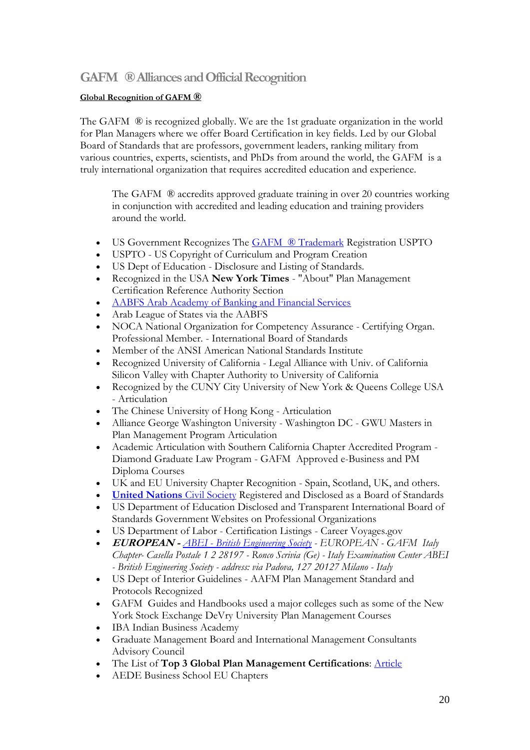## GAFM ® Alliances and Official Recognition

**Global Recognition of GAFM ®**

The GAFM ® is recognized globally. We are the 1st graduate organization in the world for Plan Managers where we offer Board Certification in key fields. Led by our Global Board of Standards that are professors, government leaders, ranking military from various countries, experts, scientists, and PhDs from around the world, the GAFM is a truly international organization that requires accredited education and experience.

> The GAFM ® accredits approved graduate training in over 20 countries working in conjunction with accredited and leading education and training providers around the world.

- US Government Recognizes The GAFM ® Trademark Registration USPTO
- USPTO - US Copyright of Curriculum and Program Creation
- US Dept of Education - Disclosure and Listing of Standards.
- Recognized in the USA **New York Times** - "About" Plan Management Certification Reference Authority Section
- AABFS Arab Academy of Banking and Financial Services
- Arab League of States via the AABFS
- NOCA National Organization for Competency Assurance - Certifying Organ. Professional Member. - International Board of Standards
- Member of the ANSI American National Standards Institute
- Recognized University of California - Legal Alliance with Univ. of California Silicon Valley with Chapter Authority to University of California
- Recognized by the CUNY City University of New York & Queens College USA - Articulation
- The Chinese University of Hong Kong - Articulation
- Alliance George Washington University - Washington DC - GWU Masters in Plan Management Program Articulation
- Academic Articulation with Southern California Chapter Accredited Program - Diamond Graduate Law Program - GAFM Approved e-Business and PM Diploma Courses
- UK and EU University Chapter Recognition - Spain, Scotland, UK, and others.
- **United Nations** Civil Society Registered and Disclosed as a Board of Standards
- US Department of Education Disclosed and Transparent International Board of Standards Government Websites on Professional Organizations
- US Department of Labor - Certification Listings - Career Voyages.gov
- ***EUROPEAN -*** *ABEI - British Engineering Society - EUROPEAN - GAFM Italy Chapter- Casella Postale 1 2 28197 - Ronco Scrivia (Ge) - Italy Examination Center ABEI - British Engineering Society - address: via Padova, 127 20127 Milano - Italy*
- US Dept of Interior Guidelines - AAFM Plan Management Standard and Protocols Recognized
- GAFM Guides and Handbooks used a major colleges such as some of the New York Stock Exchange DeVry University Plan Management Courses
- IBA Indian Business Academy
- Graduate Management Board and International Management Consultants Advisory Council
- The List of **Top 3 Global Plan Management Certifications**: Article
- AEDE Business School EU Chapters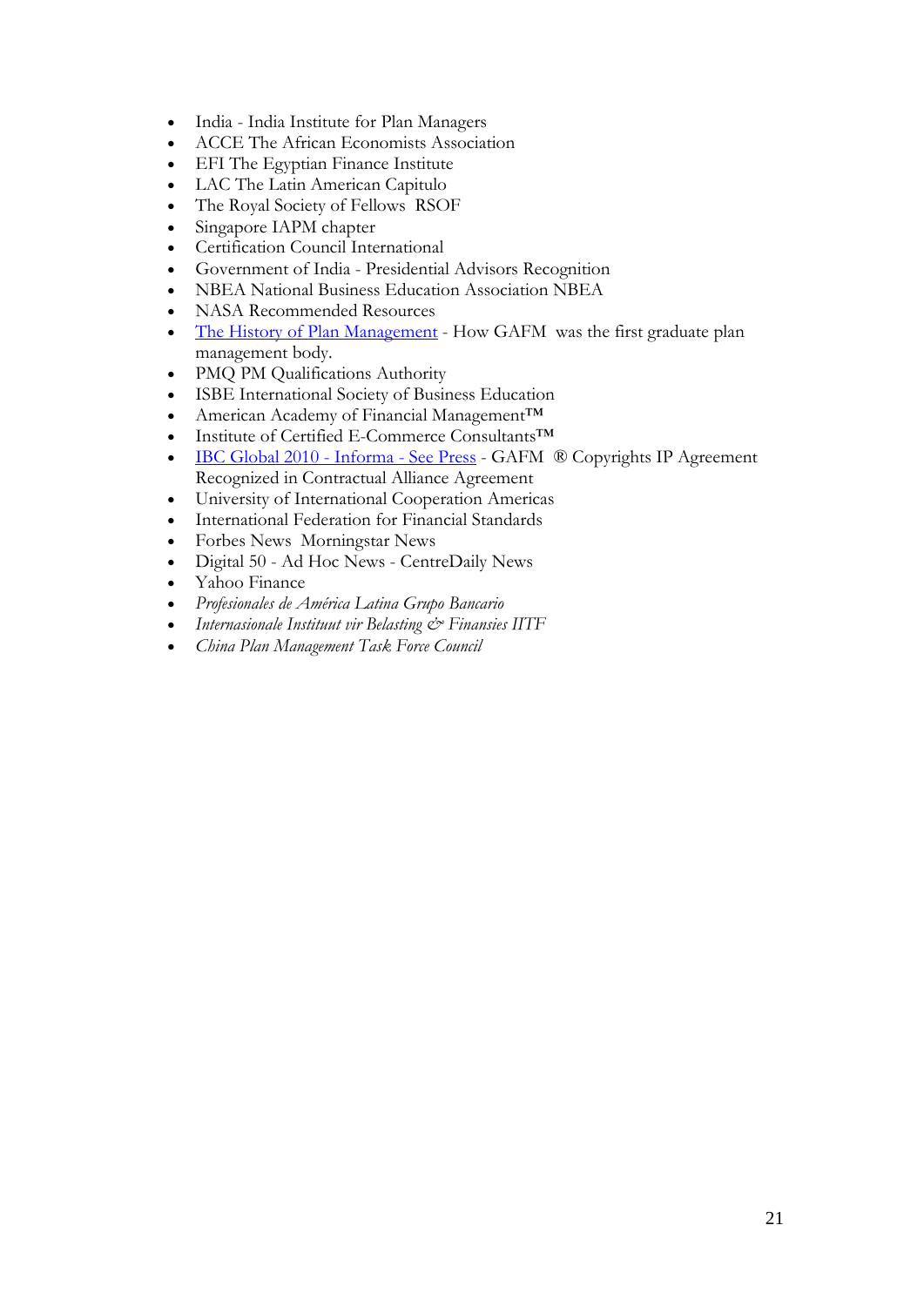- India - India Institute for Plan Managers
- ACCE The African Economists Association
- EFI The Egyptian Finance Institute
- LAC The Latin American Capitulo
- The Royal Society of Fellows  RSOF
- Singapore IAPM chapter
- Certification Council International
- Government of India - Presidential Advisors Recognition
- NBEA National Business Education Association NBEA
- NASA Recommended Resources
- The History of Plan Management - How GAFM  was the first graduate plan management body.
- PMQ PM Qualifications Authority
- ISBE International Society of Business Education
- American Academy of Financial Management™
- Institute of Certified E-Commerce Consultants™
- IBC Global 2010 - Informa - See Press - GAFM  ® Copyrights IP Agreement Recognized in Contractual Alliance Agreement
- University of International Cooperation Americas
- International Federation for Financial Standards
- Forbes News  Morningstar News
- Digital 50 - Ad Hoc News - CentreDaily News
- Yahoo Finance
- *Profesionales de América Latina Grupo Bancario*
- *Internasionale Instituut vir Belasting & Finansies IITF*
- *China Plan Management Task Force Council*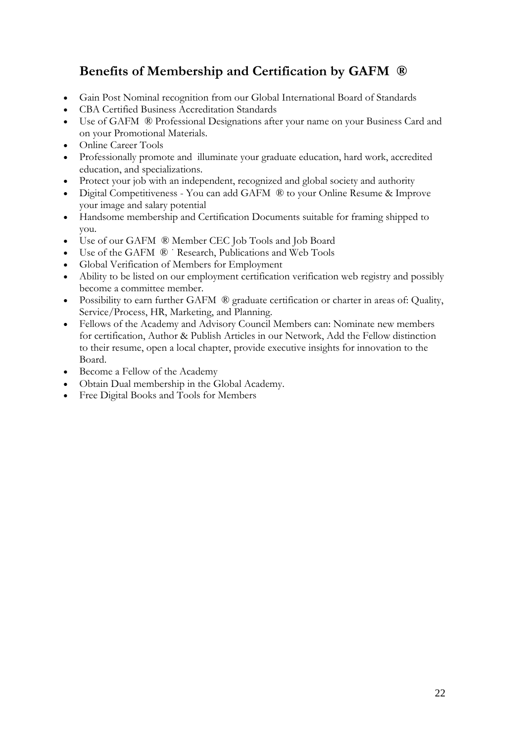## Benefits of Membership and Certification by GAFM ®

- Gain Post Nominal recognition from our Global International Board of Standards
- CBA Certified Business Accreditation Standards
- Use of GAFM ® Professional Designations after your name on your Business Card and on your Promotional Materials.
- Online Career Tools
- Professionally promote and illuminate your graduate education, hard work, accredited education, and specializations.
- Protect your job with an independent, recognized and global society and authority
- Digital Competitiveness - You can add GAFM ® to your Online Resume & Improve your image and salary potential
- Handsome membership and Certification Documents suitable for framing shipped to you.
- Use of our GAFM ® Member CEC Job Tools and Job Board
- Use of the GAFM ® ˙ Research, Publications and Web Tools
- Global Verification of Members for Employment
- Ability to be listed on our employment certification verification web registry and possibly become a committee member.
- Possibility to earn further GAFM ® graduate certification or charter in areas of: Quality, Service/Process, HR, Marketing, and Planning.
- Fellows of the Academy and Advisory Council Members can: Nominate new members for certification, Author & Publish Articles in our Network, Add the Fellow distinction to their resume, open a local chapter, provide executive insights for innovation to the Board.
- Become a Fellow of the Academy
- Obtain Dual membership in the Global Academy.
- Free Digital Books and Tools for Members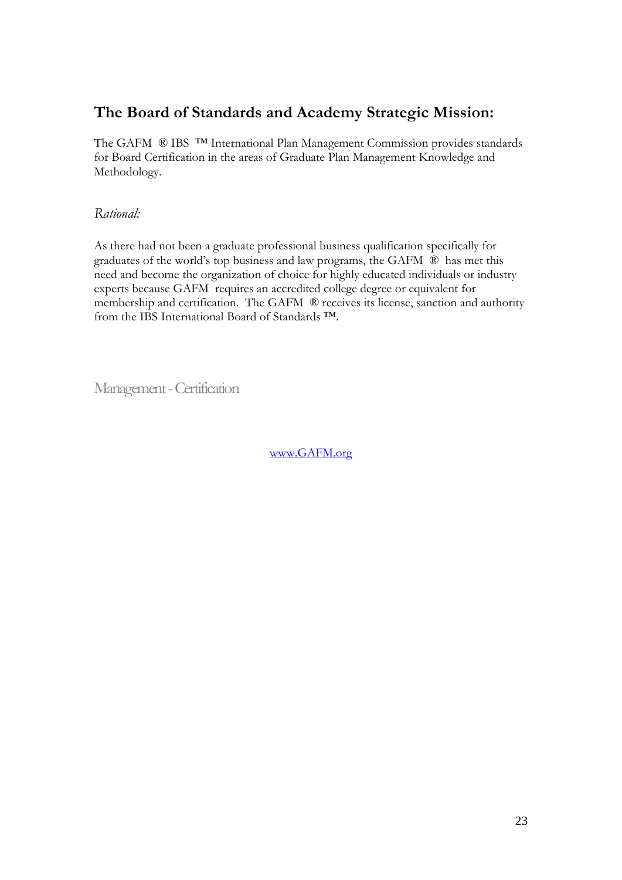## The Board of Standards and Academy Strategic Mission:

The GAFM ® IBS ™ International Plan Management Commission provides standards for Board Certification in the areas of Graduate Plan Management Knowledge and Methodology.

*Rational:*

As there had not been a graduate professional business qualification specifically for graduates of the world's top business and law programs, the GAFM ® has met this need and become the organization of choice for highly educated individuals or industry experts because GAFM requires an accredited college degree or equivalent for membership and certification. The GAFM ® receives its license, sanction and authority from the IBS International Board of Standards ™.

Management - Certification

[www.GAFM.org](http://www.GAFM.org)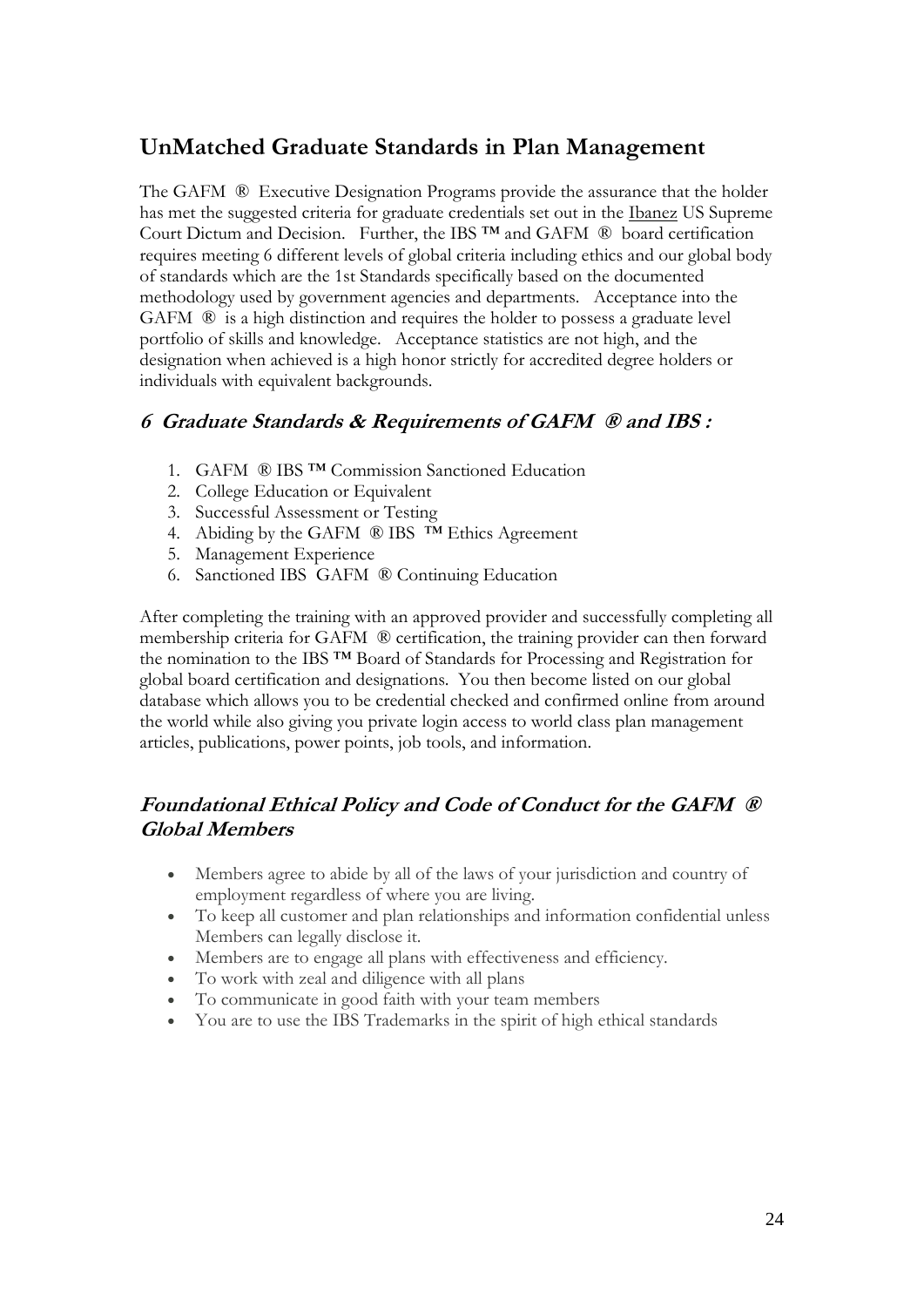## UnMatched Graduate Standards in Plan Management

The GAFM ® Executive Designation Programs provide the assurance that the holder has met the suggested criteria for graduate credentials set out in the Ibanez US Supreme Court Dictum and Decision. Further, the IBS ™ and GAFM ® board certification requires meeting 6 different levels of global criteria including ethics and our global body of standards which are the 1st Standards specifically based on the documented methodology used by government agencies and departments. Acceptance into the GAFM ® is a high distinction and requires the holder to possess a graduate level portfolio of skills and knowledge. Acceptance statistics are not high, and the designation when achieved is a high honor strictly for accredited degree holders or individuals with equivalent backgrounds.

### *6 Graduate Standards & Requirements of GAFM ® and IBS :*

1. GAFM ® IBS ™ Commission Sanctioned Education
2. College Education or Equivalent
3. Successful Assessment or Testing
4. Abiding by the GAFM ® IBS ™ Ethics Agreement
5. Management Experience
6. Sanctioned IBS GAFM ® Continuing Education

After completing the training with an approved provider and successfully completing all membership criteria for GAFM ® certification, the training provider can then forward the nomination to the IBS ™ Board of Standards for Processing and Registration for global board certification and designations. You then become listed on our global database which allows you to be credential checked and confirmed online from around the world while also giving you private login access to world class plan management articles, publications, power points, job tools, and information.

### *Foundational Ethical Policy and Code of Conduct for the GAFM ® Global Members*

- Members agree to abide by all of the laws of your jurisdiction and country of employment regardless of where you are living.
- To keep all customer and plan relationships and information confidential unless Members can legally disclose it.
- Members are to engage all plans with effectiveness and efficiency.
- To work with zeal and diligence with all plans
- To communicate in good faith with your team members
- You are to use the IBS Trademarks in the spirit of high ethical standards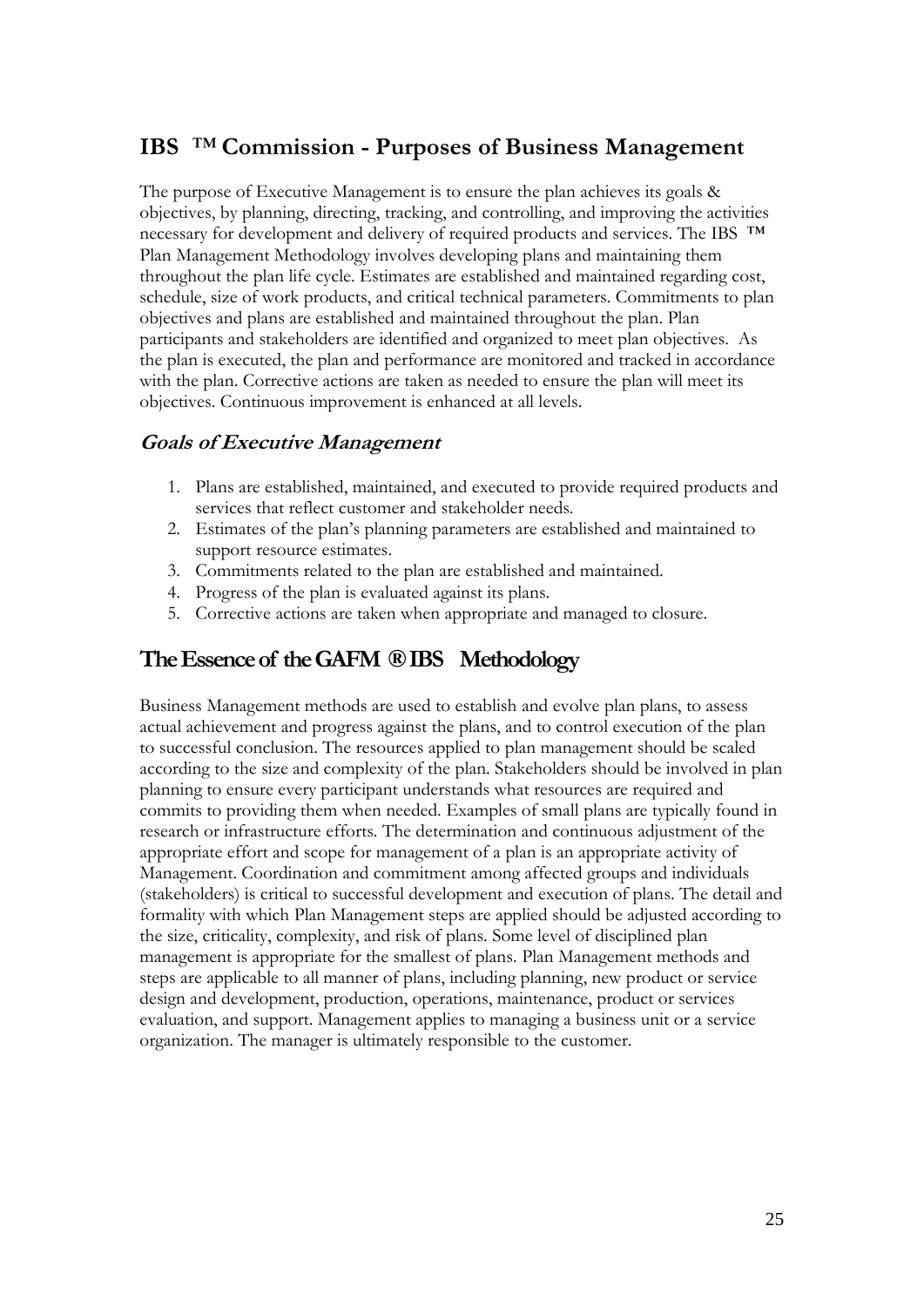## IBS ™ Commission - Purposes of Business Management

The purpose of Executive Management is to ensure the plan achieves its goals & objectives, by planning, directing, tracking, and controlling, and improving the activities necessary for development and delivery of required products and services. The IBS ™ Plan Management Methodology involves developing plans and maintaining them throughout the plan life cycle. Estimates are established and maintained regarding cost, schedule, size of work products, and critical technical parameters. Commitments to plan objectives and plans are established and maintained throughout the plan. Plan participants and stakeholders are identified and organized to meet plan objectives. As the plan is executed, the plan and performance are monitored and tracked in accordance with the plan. Corrective actions are taken as needed to ensure the plan will meet its objectives. Continuous improvement is enhanced at all levels.

### *Goals of Executive Management*

1. Plans are established, maintained, and executed to provide required products and services that reflect customer and stakeholder needs.
2. Estimates of the plan's planning parameters are established and maintained to support resource estimates.
3. Commitments related to the plan are established and maintained.
4. Progress of the plan is evaluated against its plans.
5. Corrective actions are taken when appropriate and managed to closure.

## The Essence of the GAFM ® IBS Methodology

Business Management methods are used to establish and evolve plan plans, to assess actual achievement and progress against the plans, and to control execution of the plan to successful conclusion. The resources applied to plan management should be scaled according to the size and complexity of the plan. Stakeholders should be involved in plan planning to ensure every participant understands what resources are required and commits to providing them when needed. Examples of small plans are typically found in research or infrastructure efforts. The determination and continuous adjustment of the appropriate effort and scope for management of a plan is an appropriate activity of Management. Coordination and commitment among affected groups and individuals (stakeholders) is critical to successful development and execution of plans. The detail and formality with which Plan Management steps are applied should be adjusted according to the size, criticality, complexity, and risk of plans. Some level of disciplined plan management is appropriate for the smallest of plans. Plan Management methods and steps are applicable to all manner of plans, including planning, new product or service design and development, production, operations, maintenance, product or services evaluation, and support. Management applies to managing a business unit or a service organization. The manager is ultimately responsible to the customer.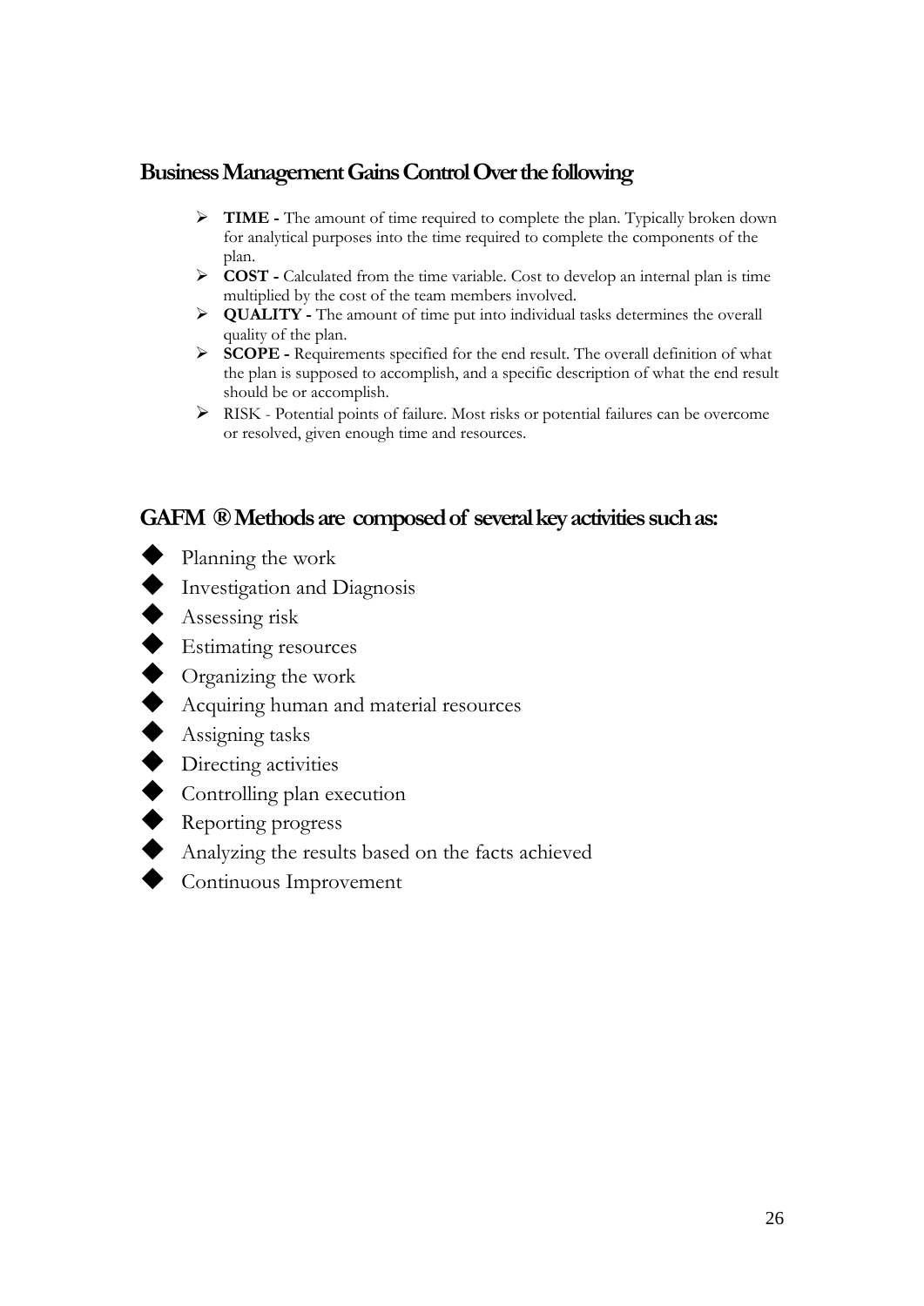## Business Management Gains Control Over the following

- **TIME -** The amount of time required to complete the plan. Typically broken down for analytical purposes into the time required to complete the components of the plan.
- **COST -** Calculated from the time variable. Cost to develop an internal plan is time multiplied by the cost of the team members involved.
- **QUALITY -** The amount of time put into individual tasks determines the overall quality of the plan.
- **SCOPE -** Requirements specified for the end result. The overall definition of what the plan is supposed to accomplish, and a specific description of what the end result should be or accomplish.
- RISK - Potential points of failure. Most risks or potential failures can be overcome or resolved, given enough time and resources.

## GAFM ® Methods are composed of several key activities such as:

- Planning the work
- Investigation and Diagnosis
- Assessing risk
- Estimating resources
- Organizing the work
- Acquiring human and material resources
- Assigning tasks
- Directing activities
- Controlling plan execution
- Reporting progress
- Analyzing the results based on the facts achieved
- Continuous Improvement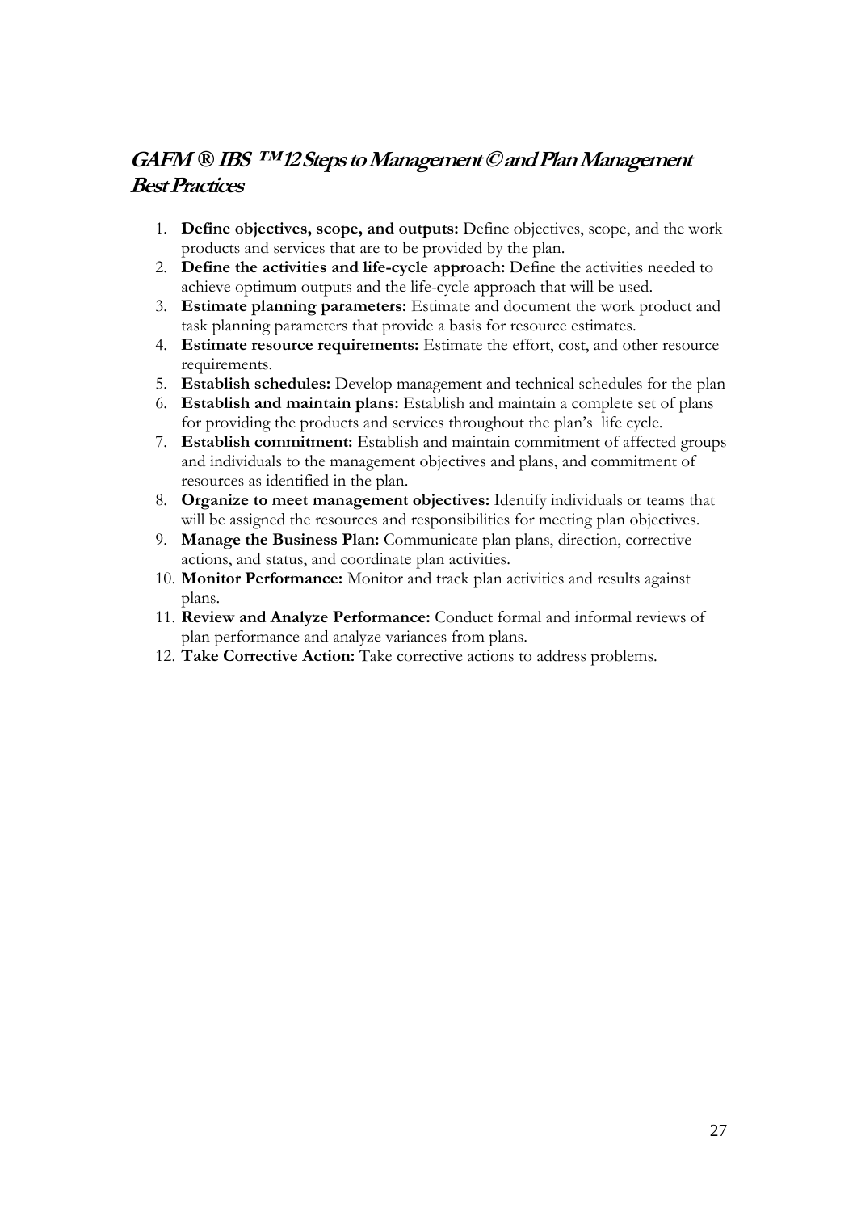## GAFM ® IBS ™ 12 Steps to Management © and Plan Management Best Practices

1. **Define objectives, scope, and outputs:** Define objectives, scope, and the work products and services that are to be provided by the plan.
2. **Define the activities and life-cycle approach:** Define the activities needed to achieve optimum outputs and the life-cycle approach that will be used.
3. **Estimate planning parameters:** Estimate and document the work product and task planning parameters that provide a basis for resource estimates.
4. **Estimate resource requirements:** Estimate the effort, cost, and other resource requirements.
5. **Establish schedules:** Develop management and technical schedules for the plan
6. **Establish and maintain plans:** Establish and maintain a complete set of plans for providing the products and services throughout the plan's life cycle.
7. **Establish commitment:** Establish and maintain commitment of affected groups and individuals to the management objectives and plans, and commitment of resources as identified in the plan.
8. **Organize to meet management objectives:** Identify individuals or teams that will be assigned the resources and responsibilities for meeting plan objectives.
9. **Manage the Business Plan:** Communicate plan plans, direction, corrective actions, and status, and coordinate plan activities.
10. **Monitor Performance:** Monitor and track plan activities and results against plans.
11. **Review and Analyze Performance:** Conduct formal and informal reviews of plan performance and analyze variances from plans.
12. **Take Corrective Action:** Take corrective actions to address problems.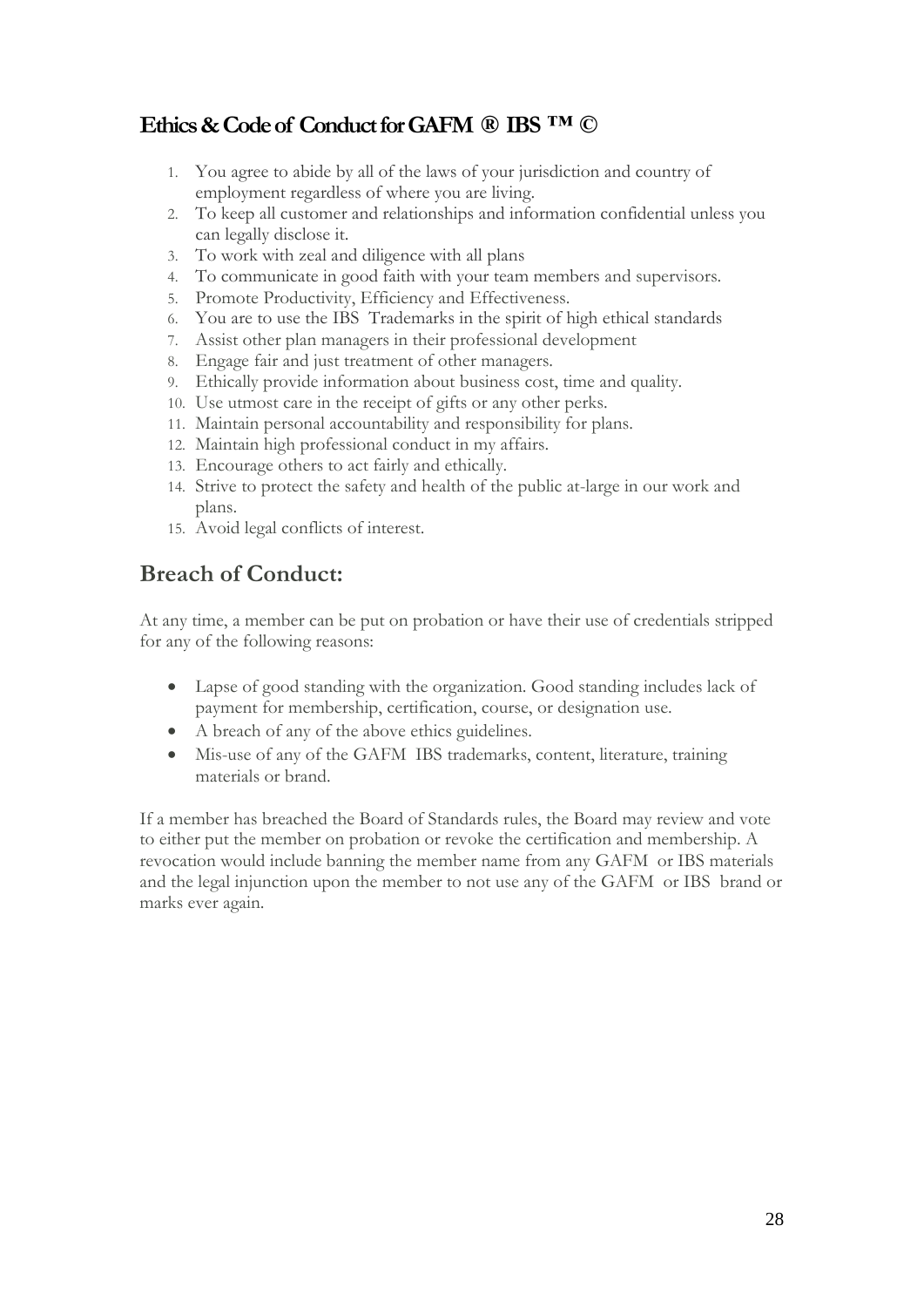## Ethics & Code of Conduct for GAFM ® IBS ™ ©

1. You agree to abide by all of the laws of your jurisdiction and country of employment regardless of where you are living.
2. To keep all customer and relationships and information confidential unless you can legally disclose it.
3. To work with zeal and diligence with all plans
4. To communicate in good faith with your team members and supervisors.
5. Promote Productivity, Efficiency and Effectiveness.
6. You are to use the IBS Trademarks in the spirit of high ethical standards
7. Assist other plan managers in their professional development
8. Engage fair and just treatment of other managers.
9. Ethically provide information about business cost, time and quality.
10. Use utmost care in the receipt of gifts or any other perks.
11. Maintain personal accountability and responsibility for plans.
12. Maintain high professional conduct in my affairs.
13. Encourage others to act fairly and ethically.
14. Strive to protect the safety and health of the public at-large in our work and plans.
15. Avoid legal conflicts of interest.

## Breach of Conduct:

At any time, a member can be put on probation or have their use of credentials stripped for any of the following reasons:

- Lapse of good standing with the organization. Good standing includes lack of payment for membership, certification, course, or designation use.
- A breach of any of the above ethics guidelines.
- Mis-use of any of the GAFM IBS trademarks, content, literature, training materials or brand.

If a member has breached the Board of Standards rules, the Board may review and vote to either put the member on probation or revoke the certification and membership. A revocation would include banning the member name from any GAFM or IBS materials and the legal injunction upon the member to not use any of the GAFM or IBS brand or marks ever again.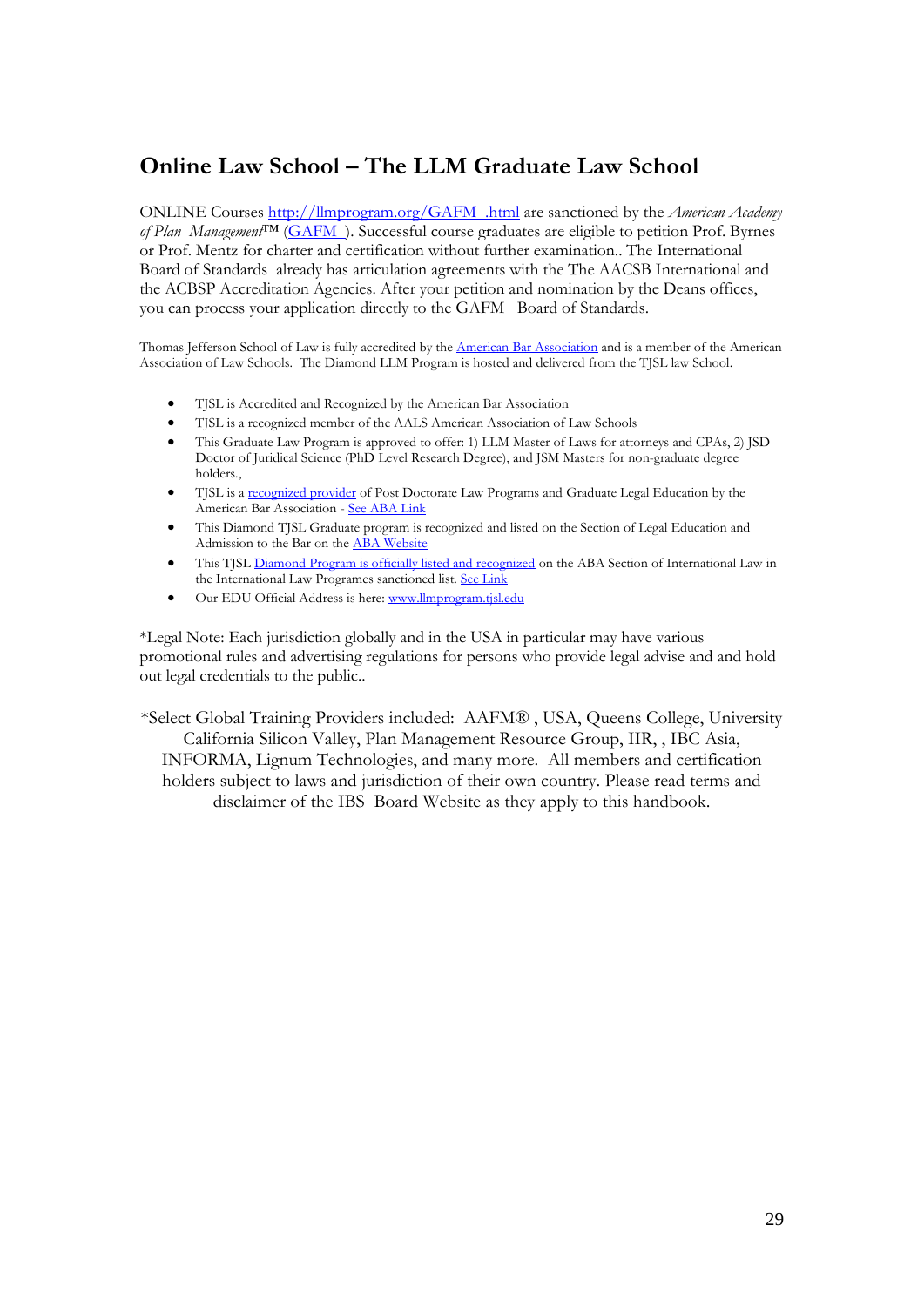## Online Law School – The LLM Graduate Law School

ONLINE Courses http://llmprogram.org/GAFM .html are sanctioned by the *American Academy of Plan Management*™ (GAFM ). Successful course graduates are eligible to petition Prof. Byrnes or Prof. Mentz for charter and certification without further examination.. The International Board of Standards already has articulation agreements with the The AACSB International and the ACBSP Accreditation Agencies. After your petition and nomination by the Deans offices, you can process your application directly to the GAFM Board of Standards.

Thomas Jefferson School of Law is fully accredited by the American Bar Association and is a member of the American Association of Law Schools. The Diamond LLM Program is hosted and delivered from the TJSL law School.

- TJSL is Accredited and Recognized by the American Bar Association
- TJSL is a recognized member of the AALS American Association of Law Schools
- This Graduate Law Program is approved to offer: 1) LLM Master of Laws for attorneys and CPAs, 2) JSD Doctor of Juridical Science (PhD Level Research Degree), and JSM Masters for non-graduate degree holders.,
- TJSL is a recognized provider of Post Doctorate Law Programs and Graduate Legal Education by the American Bar Association - See ABA Link
- This Diamond TJSL Graduate program is recognized and listed on the Section of Legal Education and Admission to the Bar on the ABA Website
- This TJSL Diamond Program is officially listed and recognized on the ABA Section of International Law in the International Law Programes sanctioned list. See Link
- Our EDU Official Address is here: www.llmprogram.tjsl.edu

*Legal Note: Each jurisdiction globally and in the USA in particular may have various promotional rules and advertising regulations for persons who provide legal advise and and hold out legal credentials to the public..

*Select Global Training Providers included: AAFM® , USA, Queens College, University California Silicon Valley, Plan Management Resource Group, IIR, , IBC Asia, INFORMA, Lignum Technologies, and many more. All members and certification holders subject to laws and jurisdiction of their own country. Please read terms and disclaimer of the IBS Board Website as they apply to this handbook.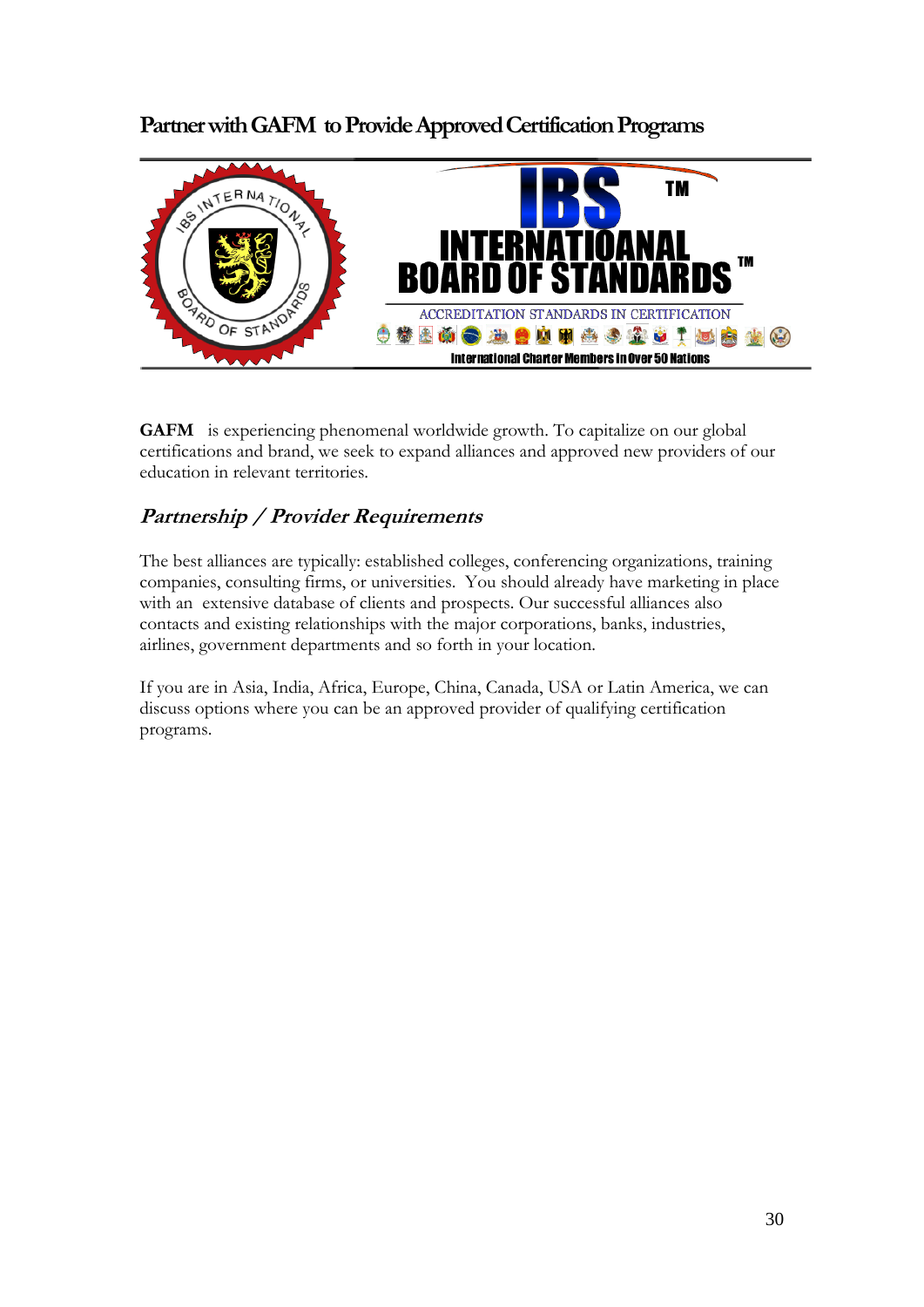## Partner with GAFM to Provide Approved Certification Programs

**GAFM** is experiencing phenomenal worldwide growth. To capitalize on our global certifications and brand, we seek to expand alliances and approved new providers of our education in relevant territories.

### *Partnership / Provider Requirements*

The best alliances are typically: established colleges, conferencing organizations, training companies, consulting firms, or universities. You should already have marketing in place with an extensive database of clients and prospects. Our successful alliances also contacts and existing relationships with the major corporations, banks, industries, airlines, government departments and so forth in your location.

If you are in Asia, India, Africa, Europe, China, Canada, USA or Latin America, we can discuss options where you can be an approved provider of qualifying certification programs.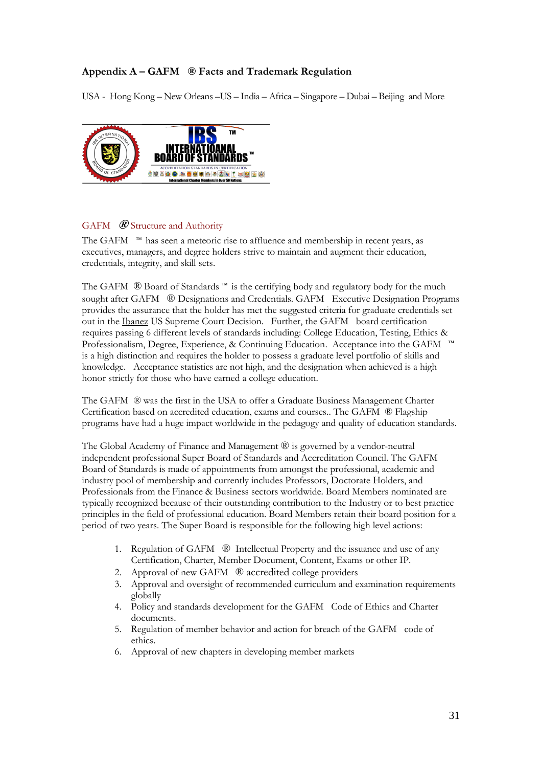## Appendix A – GAFM ® Facts and Trademark Regulation

USA - Hong Kong – New Orleans –US – India – Africa – Singapore – Dubai – Beijing and More

### GAFM ® Structure and Authority

The GAFM ™ has seen a meteoric rise to affluence and membership in recent years, as executives, managers, and degree holders strive to maintain and augment their education, credentials, integrity, and skill sets.

The GAFM ® Board of Standards ™ is the certifying body and regulatory body for the much sought after GAFM ® Designations and Credentials. GAFM Executive Designation Programs provides the assurance that the holder has met the suggested criteria for graduate credentials set out in the Ibanez US Supreme Court Decision. Further, the GAFM board certification requires passing 6 different levels of standards including: College Education, Testing, Ethics & Professionalism, Degree, Experience, & Continuing Education. Acceptance into the GAFM ™ is a high distinction and requires the holder to possess a graduate level portfolio of skills and knowledge. Acceptance statistics are not high, and the designation when achieved is a high honor strictly for those who have earned a college education.

The GAFM ® was the first in the USA to offer a Graduate Business Management Charter Certification based on accredited education, exams and courses.. The GAFM ® Flagship programs have had a huge impact worldwide in the pedagogy and quality of education standards.

The Global Academy of Finance and Management ® is governed by a vendor-neutral independent professional Super Board of Standards and Accreditation Council. The GAFM Board of Standards is made of appointments from amongst the professional, academic and industry pool of membership and currently includes Professors, Doctorate Holders, and Professionals from the Finance & Business sectors worldwide. Board Members nominated are typically recognized because of their outstanding contribution to the Industry or to best practice principles in the field of professional education. Board Members retain their board position for a period of two years. The Super Board is responsible for the following high level actions:

1. Regulation of GAFM ® Intellectual Property and the issuance and use of any Certification, Charter, Member Document, Content, Exams or other IP.
2. Approval of new GAFM ® accredited college providers
3. Approval and oversight of recommended curriculum and examination requirements globally
4. Policy and standards development for the GAFM Code of Ethics and Charter documents.
5. Regulation of member behavior and action for breach of the GAFM code of ethics.
6. Approval of new chapters in developing member markets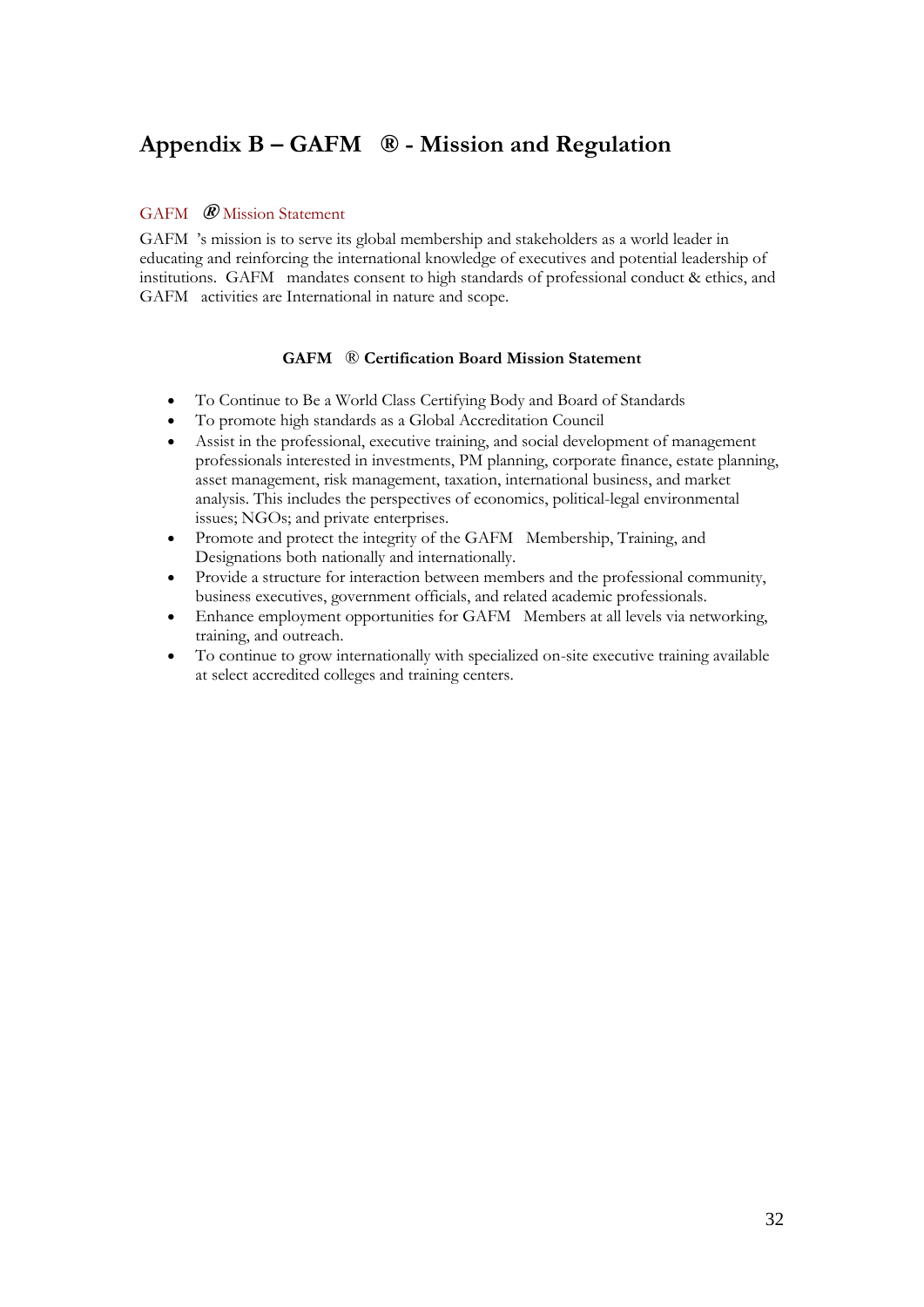# Appendix B – GAFM ® - Mission and Regulation

## GAFM ® Mission Statement

GAFM 's mission is to serve its global membership and stakeholders as a world leader in educating and reinforcing the international knowledge of executives and potential leadership of institutions. GAFM mandates consent to high standards of professional conduct & ethics, and GAFM activities are International in nature and scope.

### GAFM ® Certification Board Mission Statement

- To Continue to Be a World Class Certifying Body and Board of Standards
- To promote high standards as a Global Accreditation Council
- Assist in the professional, executive training, and social development of management professionals interested in investments, PM planning, corporate finance, estate planning, asset management, risk management, taxation, international business, and market analysis. This includes the perspectives of economics, political-legal environmental issues; NGOs; and private enterprises.
- Promote and protect the integrity of the GAFM Membership, Training, and Designations both nationally and internationally.
- Provide a structure for interaction between members and the professional community, business executives, government officials, and related academic professionals.
- Enhance employment opportunities for GAFM Members at all levels via networking, training, and outreach.
- To continue to grow internationally with specialized on-site executive training available at select accredited colleges and training centers.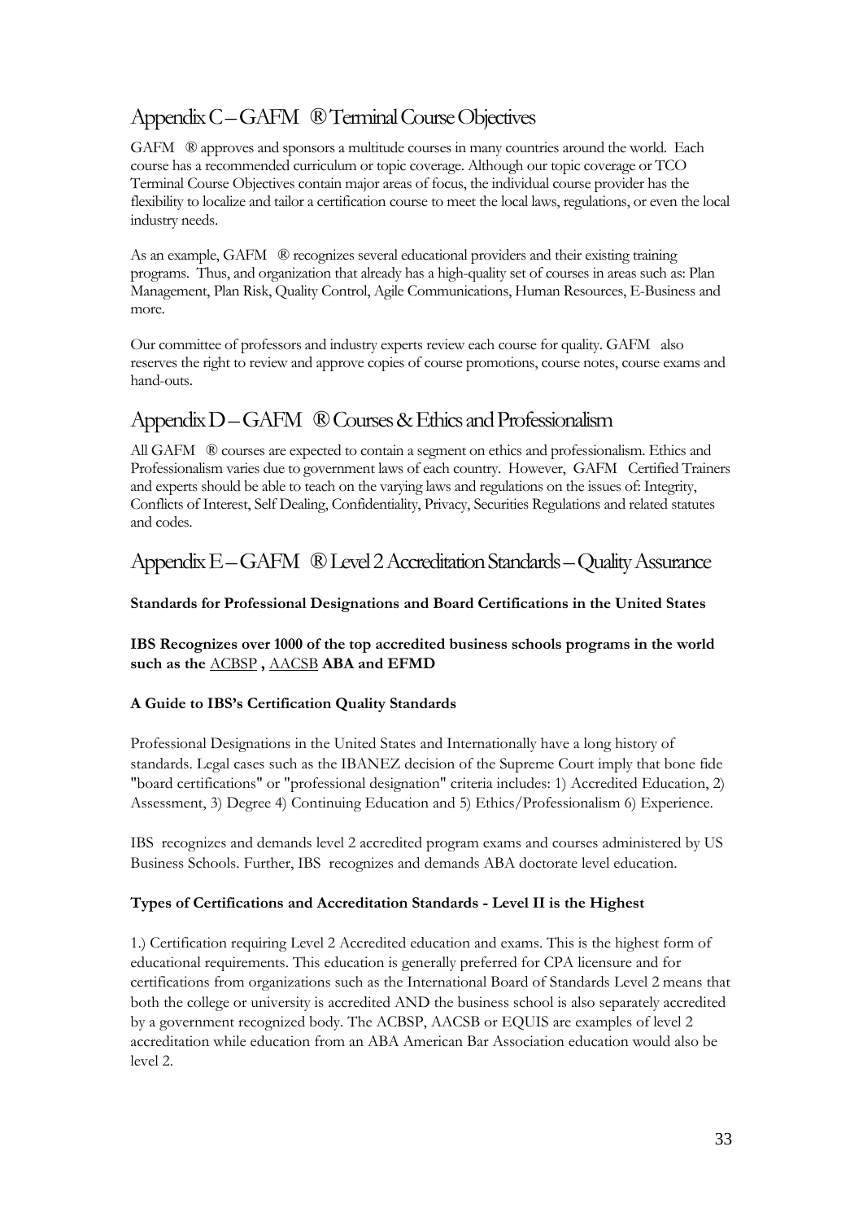## Appendix C – GAFM ® Terminal Course Objectives

GAFM ® approves and sponsors a multitude courses in many countries around the world. Each course has a recommended curriculum or topic coverage. Although our topic coverage or TCO Terminal Course Objectives contain major areas of focus, the individual course provider has the flexibility to localize and tailor a certification course to meet the local laws, regulations, or even the local industry needs.

As an example, GAFM ® recognizes several educational providers and their existing training programs. Thus, and organization that already has a high-quality set of courses in areas such as: Plan Management, Plan Risk, Quality Control, Agile Communications, Human Resources, E-Business and more.

Our committee of professors and industry experts review each course for quality. GAFM also reserves the right to review and approve copies of course promotions, course notes, course exams and hand-outs.

## Appendix D – GAFM ® Courses & Ethics and Professionalism

All GAFM ® courses are expected to contain a segment on ethics and professionalism. Ethics and Professionalism varies due to government laws of each country. However, GAFM Certified Trainers and experts should be able to teach on the varying laws and regulations on the issues of: Integrity, Conflicts of Interest, Self Dealing, Confidentiality, Privacy, Securities Regulations and related statutes and codes.

## Appendix E – GAFM ® Level 2 Accreditation Standards – Quality Assurance

**Standards for Professional Designations and Board Certifications in the United States**

**IBS Recognizes over 1000 of the top accredited business schools programs in the world such as the** ACBSP **,** AACSB **ABA and EFMD**

**A Guide to IBS's Certification Quality Standards**

Professional Designations in the United States and Internationally have a long history of standards. Legal cases such as the IBANEZ decision of the Supreme Court imply that bone fide "board certifications" or "professional designation" criteria includes: 1) Accredited Education, 2) Assessment, 3) Degree 4) Continuing Education and 5) Ethics/Professionalism 6) Experience.

IBS recognizes and demands level 2 accredited program exams and courses administered by US Business Schools. Further, IBS recognizes and demands ABA doctorate level education.

**Types of Certifications and Accreditation Standards - Level II is the Highest**

1.) Certification requiring Level 2 Accredited education and exams. This is the highest form of educational requirements. This education is generally preferred for CPA licensure and for certifications from organizations such as the International Board of Standards Level 2 means that both the college or university is accredited AND the business school is also separately accredited by a government recognized body. The ACBSP, AACSB or EQUIS are examples of level 2 accreditation while education from an ABA American Bar Association education would also be level 2.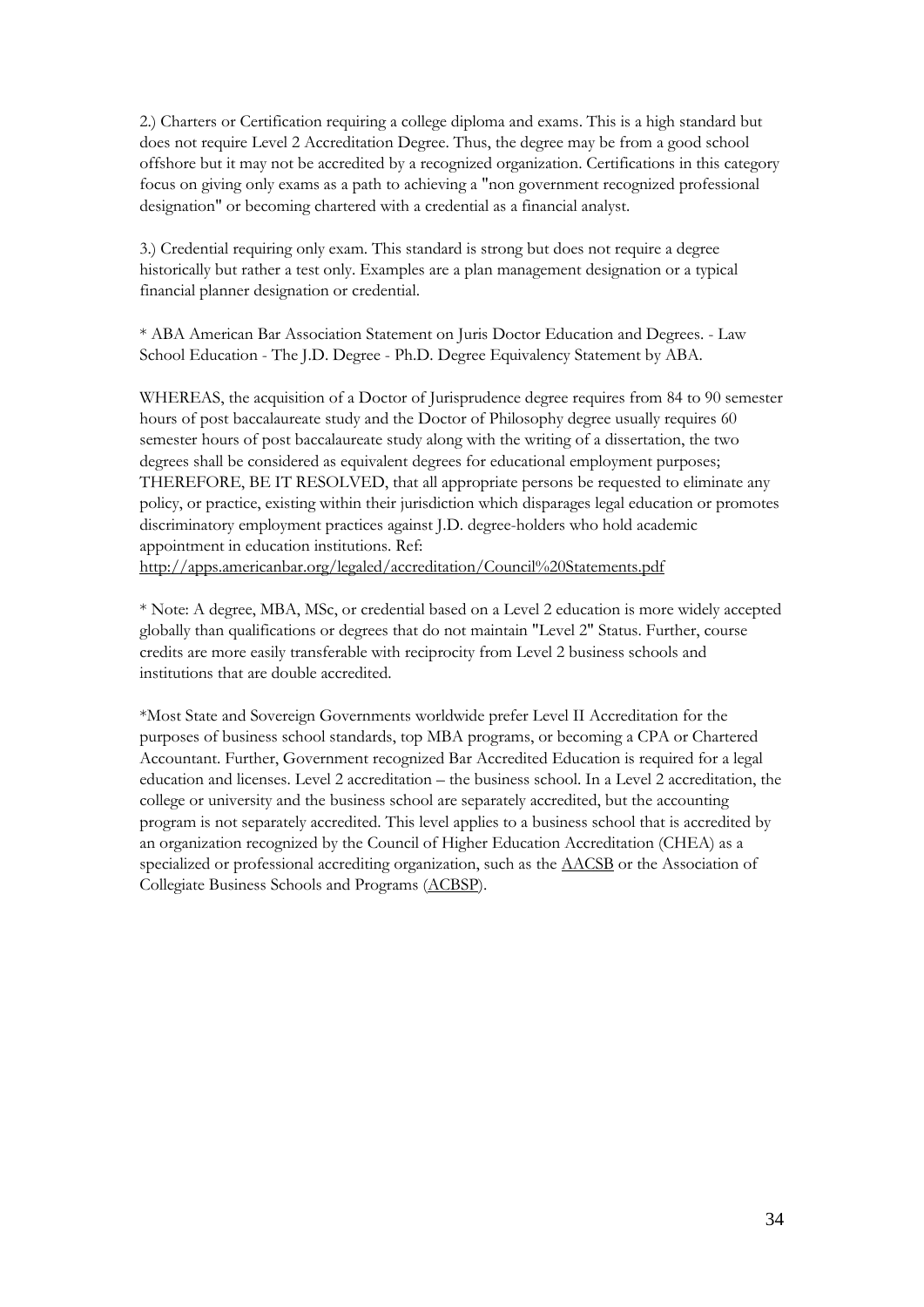2.) Charters or Certification requiring a college diploma and exams. This is a high standard but does not require Level 2 Accreditation Degree. Thus, the degree may be from a good school offshore but it may not be accredited by a recognized organization. Certifications in this category focus on giving only exams as a path to achieving a "non government recognized professional designation" or becoming chartered with a credential as a financial analyst.

3.) Credential requiring only exam. This standard is strong but does not require a degree historically but rather a test only. Examples are a plan management designation or a typical financial planner designation or credential.

* ABA American Bar Association Statement on Juris Doctor Education and Degrees. - Law School Education - The J.D. Degree - Ph.D. Degree Equivalency Statement by ABA.

WHEREAS, the acquisition of a Doctor of Jurisprudence degree requires from 84 to 90 semester hours of post baccalaureate study and the Doctor of Philosophy degree usually requires 60 semester hours of post baccalaureate study along with the writing of a dissertation, the two degrees shall be considered as equivalent degrees for educational employment purposes; THEREFORE, BE IT RESOLVED, that all appropriate persons be requested to eliminate any policy, or practice, existing within their jurisdiction which disparages legal education or promotes discriminatory employment practices against J.D. degree-holders who hold academic appointment in education institutions. Ref: [http://apps.americanbar.org/legaled/accreditation/Council%20Statements.pdf](http://apps.americanbar.org/legaled/accreditation/Council%20Statements.pdf)

* Note: A degree, MBA, MSc, or credential based on a Level 2 education is more widely accepted globally than qualifications or degrees that do not maintain "Level 2" Status. Further, course credits are more easily transferable with reciprocity from Level 2 business schools and institutions that are double accredited.

*Most State and Sovereign Governments worldwide prefer Level II Accreditation for the purposes of business school standards, top MBA programs, or becoming a CPA or Chartered Accountant. Further, Government recognized Bar Accredited Education is required for a legal education and licenses. Level 2 accreditation – the business school. In a Level 2 accreditation, the college or university and the business school are separately accredited, but the accounting program is not separately accredited. This level applies to a business school that is accredited by an organization recognized by the Council of Higher Education Accreditation (CHEA) as a specialized or professional accrediting organization, such as the AACSB or the Association of Collegiate Business Schools and Programs (ACBSP).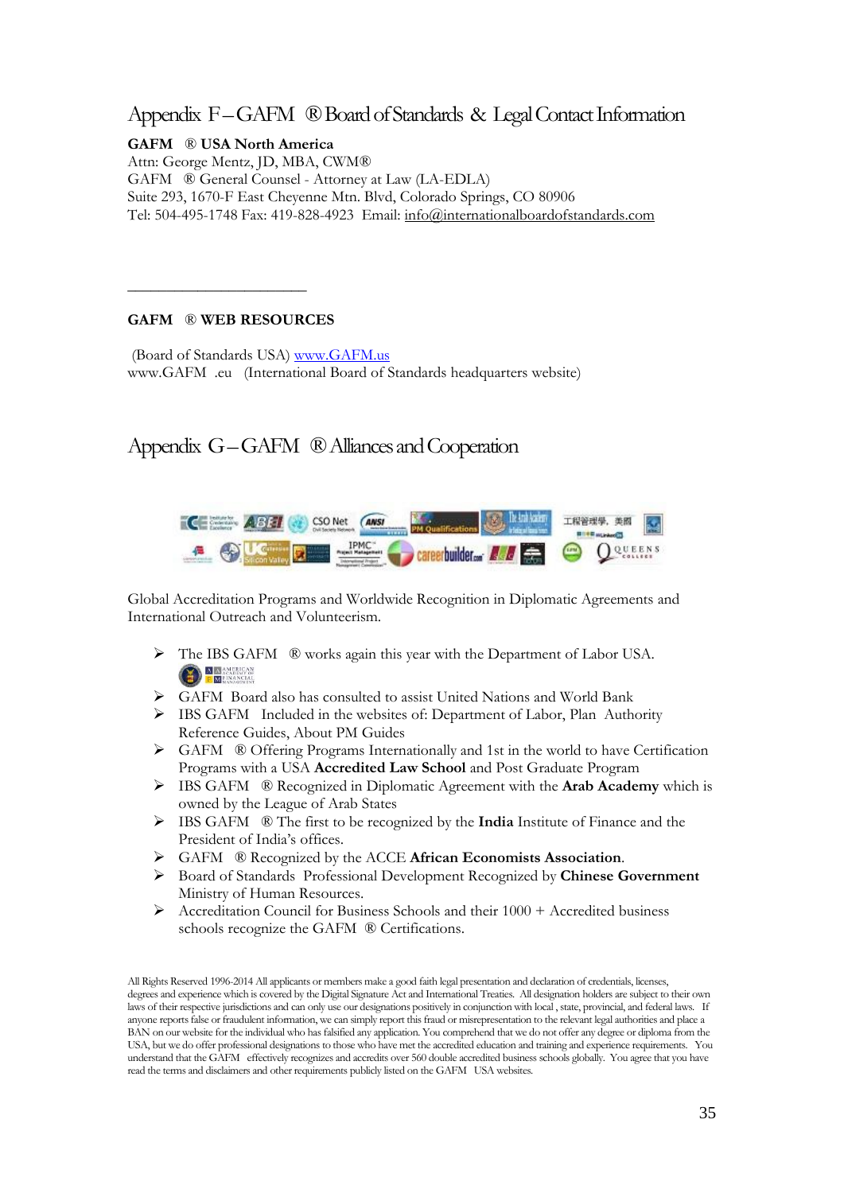## Appendix F – GAFM ® Board of Standards & Legal Contact Information

**GAFM ® USA North America**
Attn: George Mentz, JD, MBA, CWM®
GAFM ® General Counsel - Attorney at Law (LA-EDLA)
Suite 293, 1670-F East Cheyenne Mtn. Blvd, Colorado Springs, CO 80906
Tel: 504-495-1748 Fax: 419-828-4923 Email: info@internationalboardofstandards.com

______________________

**GAFM ® WEB RESOURCES**

(Board of Standards USA) www.GAFM.us
www.GAFM .eu (International Board of Standards headquarters website)

## Appendix G – GAFM ® Alliances and Cooperation

Global Accreditation Programs and Worldwide Recognition in Diplomatic Agreements and International Outreach and Volunteerism.

- The IBS GAFM ® works again this year with the Department of Labor USA.
- GAFM Board also has consulted to assist United Nations and World Bank
- IBS GAFM Included in the websites of: Department of Labor, Plan Authority Reference Guides, About PM Guides
- GAFM ® Offering Programs Internationally and 1st in the world to have Certification Programs with a USA **Accredited Law School** and Post Graduate Program
- IBS GAFM ® Recognized in Diplomatic Agreement with the **Arab Academy** which is owned by the League of Arab States
- IBS GAFM ® The first to be recognized by the **India** Institute of Finance and the President of India's offices.
- GAFM ® Recognized by the ACCE **African Economists Association**.
- Board of Standards Professional Development Recognized by **Chinese Government** Ministry of Human Resources.
- Accreditation Council for Business Schools and their 1000 + Accredited business schools recognize the GAFM ® Certifications.

All Rights Reserved 1996-2014 All applicants or members make a good faith legal presentation and declaration of credentials, licenses, degrees and experience which is covered by the Digital Signature Act and International Treaties. All designation holders are subject to their own laws of their respective jurisdictions and can only use our designations positively in conjunction with local , state, provincial, and federal laws. If anyone reports false or fraudulent information, we can simply report this fraud or misrepresentation to the relevant legal authorities and place a BAN on our website for the individual who has falsified any application. You comprehend that we do not offer any degree or diploma from the USA, but we do offer professional designations to those who have met the accredited education and training and experience requirements. You understand that the GAFM effectively recognizes and accredits over 560 double accredited business schools globally. You agree that you have read the terms and disclaimers and other requirements publicly listed on the GAFM USA websites.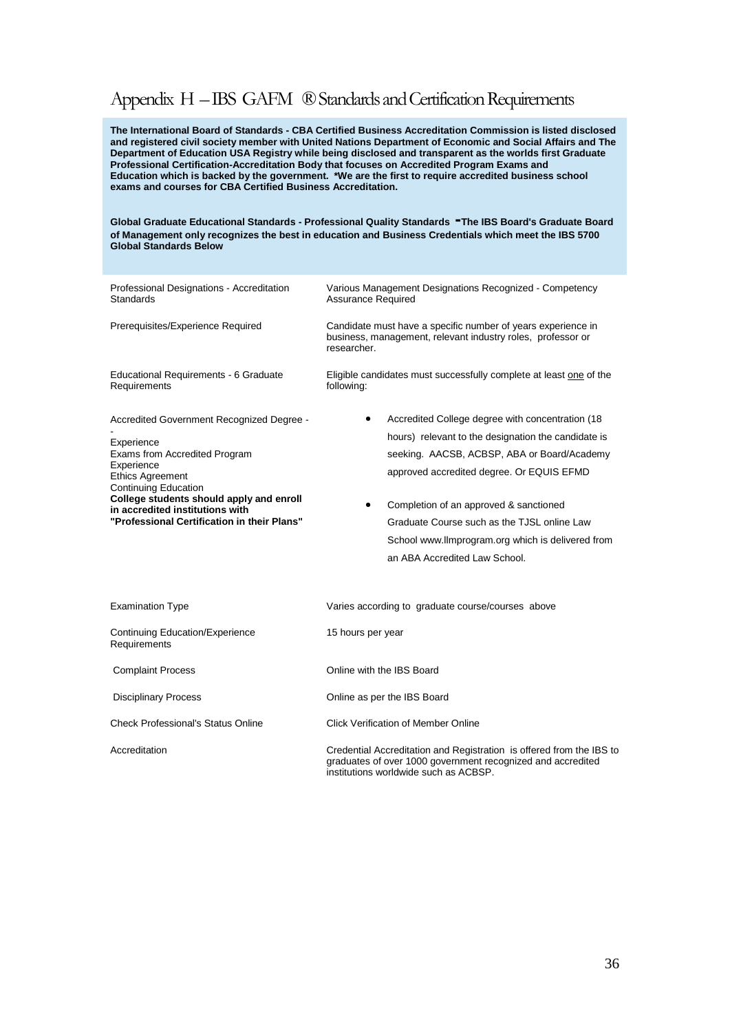# Appendix H – IBS GAFM ® Standards and Certification Requirements

**The International Board of Standards - CBA Certified Business Accreditation Commission is listed disclosed and registered civil society member with United Nations Department of Economic and Social Affairs and The Department of Education USA Registry while being disclosed and transparent as the worlds first Graduate Professional Certification-Accreditation Body that focuses on Accredited Program Exams and Education which is backed by the government. *We are the first to require accredited business school exams and courses for CBA Certified Business Accreditation.**

**Global Graduate Educational Standards - Professional Quality Standards - The IBS Board's Graduate Board of Management only recognizes the best in education and Business Credentials which meet the IBS 5700 Global Standards Below**

| | |
|---|---|
| Professional Designations - Accreditation Standards | Various Management Designations Recognized - Competency Assurance Required |
| Prerequisites/Experience Required | Candidate must have a specific number of years experience in business, management, relevant industry roles, professor or researcher. |
| Educational Requirements - 6 Graduate Requirements | Eligible candidates must successfully complete at least <u>one</u> of the following: |
| Accredited Government Recognized Degree -<br>-<br>Experience<br>Exams from Accredited Program<br>Experience<br>Ethics Agreement<br>Continuing Education<br>**College students should apply and enroll in accredited institutions with "Professional Certification in their Plans"** | • Accredited College degree with concentration (18 hours) relevant to the designation the candidate is seeking. AACSB, ACBSP, ABA or Board/Academy approved accredited degree. Or EQUIS EFMD<br><br>• Completion of an approved & sanctioned Graduate Course such as the TJSL online Law School www.llmprogram.org which is delivered from an ABA Accredited Law School. |
| Examination Type | Varies according to graduate course/courses above |
| Continuing Education/Experience Requirements | 15 hours per year |
| Complaint Process | Online with the IBS Board |
| Disciplinary Process | Online as per the IBS Board |
| Check Professional's Status Online | Click Verification of Member Online |
| Accreditation | Credential Accreditation and Registration is offered from the IBS to graduates of over 1000 government recognized and accredited institutions worldwide such as ACBSP. |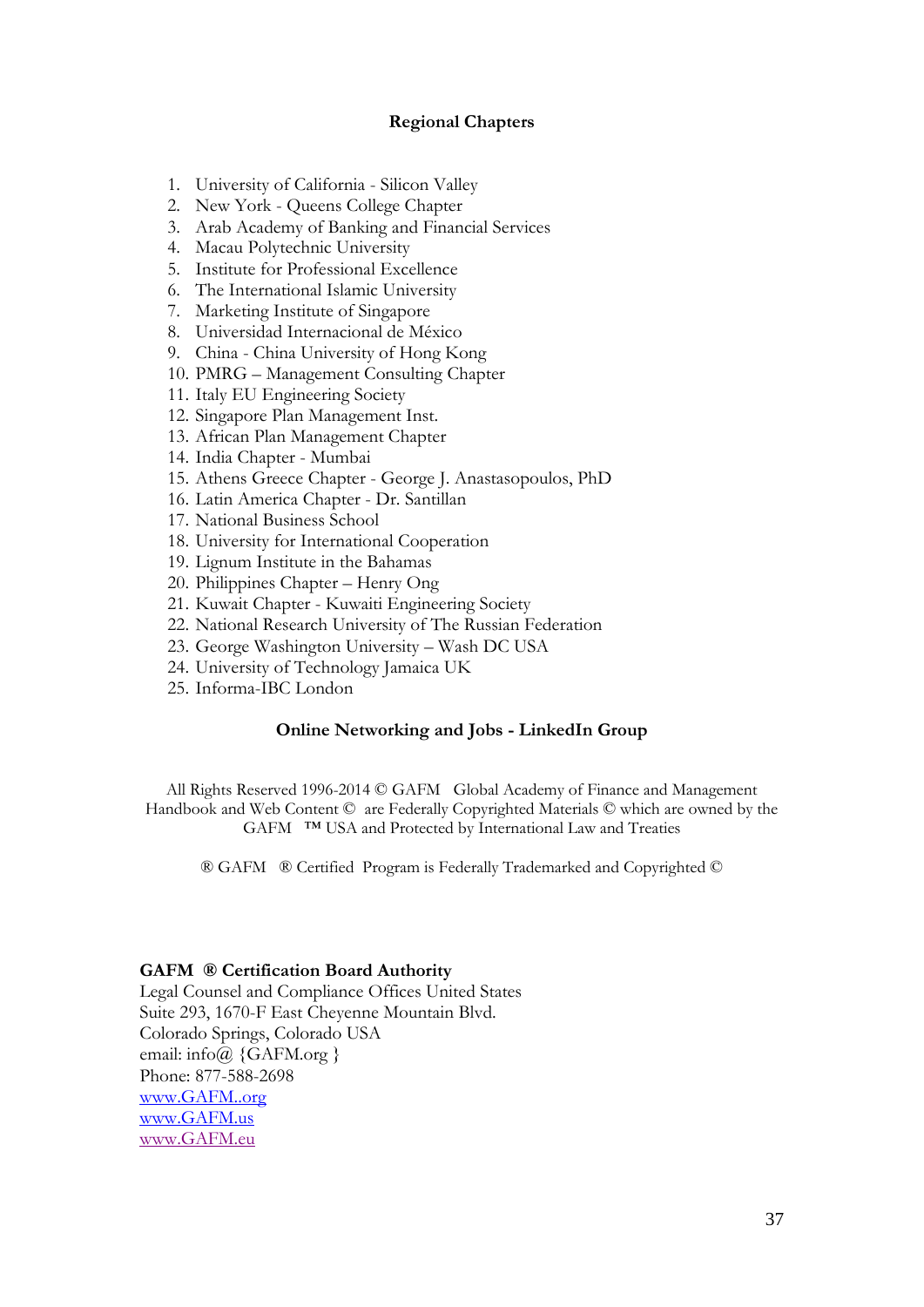**Regional Chapters**

1. University of California - Silicon Valley
2. New York - Queens College Chapter
3. Arab Academy of Banking and Financial Services
4. Macau Polytechnic University
5. Institute for Professional Excellence
6. The International Islamic University
7. Marketing Institute of Singapore
8. Universidad Internacional de México
9. China - China University of Hong Kong
10. PMRG – Management Consulting Chapter
11. Italy EU Engineering Society
12. Singapore Plan Management Inst.
13. African Plan Management Chapter
14. India Chapter - Mumbai
15. Athens Greece Chapter - George J. Anastasopoulos, PhD
16. Latin America Chapter - Dr. Santillan
17. National Business School
18. University for International Cooperation
19. Lignum Institute in the Bahamas
20. Philippines Chapter – Henry Ong
21. Kuwait Chapter - Kuwaiti Engineering Society
22. National Research University of The Russian Federation
23. George Washington University – Wash DC USA
24. University of Technology Jamaica UK
25. Informa-IBC London

**Online Networking and Jobs - LinkedIn Group**

All Rights Reserved 1996-2014 © GAFM Global Academy of Finance and Management Handbook and Web Content © are Federally Copyrighted Materials © which are owned by the GAFM ™ USA and Protected by International Law and Treaties

® GAFM ® Certified Program is Federally Trademarked and Copyrighted ©

**GAFM ® Certification Board Authority**
Legal Counsel and Compliance Offices United States
Suite 293, 1670-F East Cheyenne Mountain Blvd.
Colorado Springs, Colorado USA
email: info@ {GAFM.org }
Phone: 877-588-2698
www.GAFM..org
www.GAFM.us
www.GAFM.eu